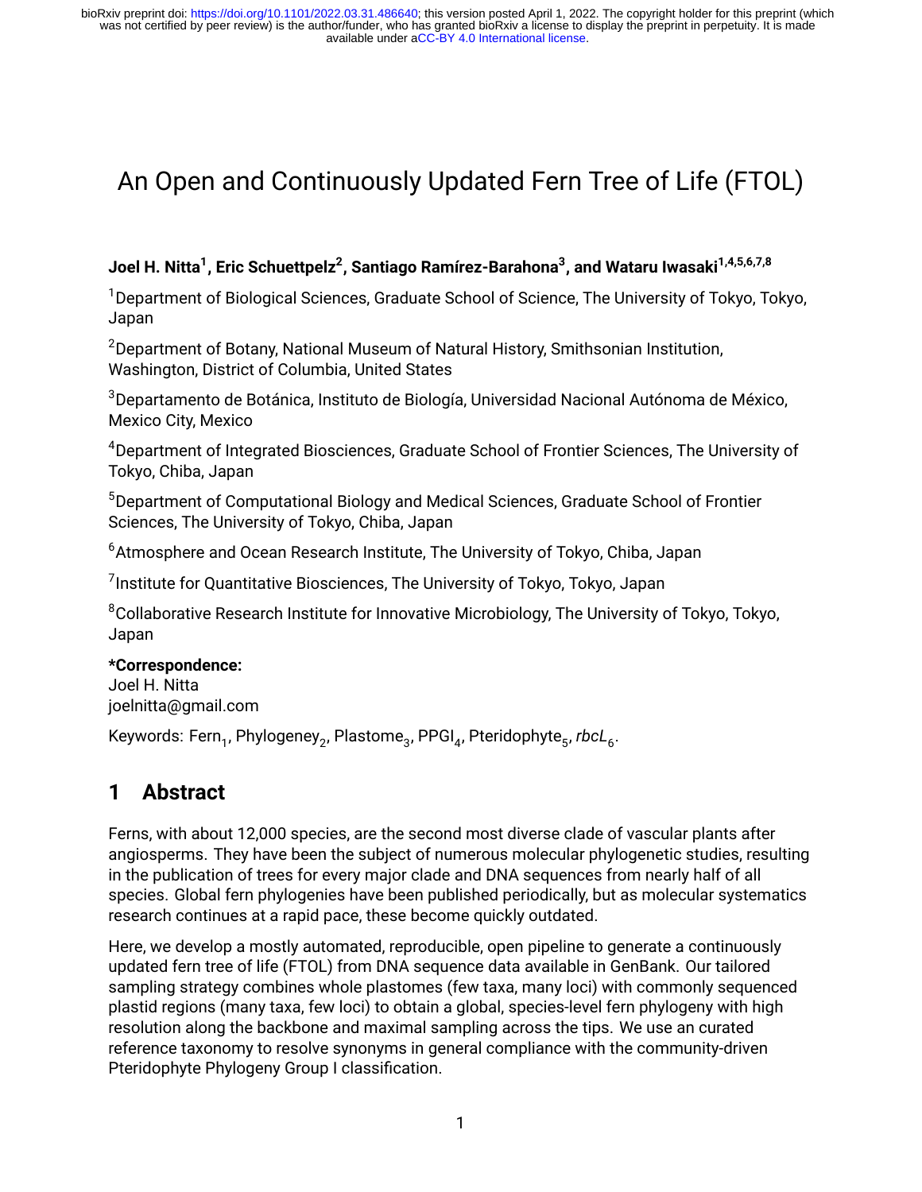# An Open and Continuously Updated Fern Tree of Life (FTOL)

**Joel H. Nitta[1], Eric Schuettpelz[2], Santiago Ramírez-Barahona[3], and Wataru Iwasaki[1,4,5,6,7,8]**

[1]Department of Biological Sciences, Graduate School of Science, The University of Tokyo, Tokyo, Japan

[2]Department of Botany, National Museum of Natural History, Smithsonian Institution, Washington, District of Columbia, United States

[3]Departamento de Botánica, Instituto de Biología, Universidad Nacional Autónoma de México, Mexico City, Mexico

[4]Department of Integrated Biosciences, Graduate School of Frontier Sciences, The University of Tokyo, Chiba, Japan

[5]Department of Computational Biology and Medical Sciences, Graduate School of Frontier Sciences, The University of Tokyo, Chiba, Japan

[6]Atmosphere and Ocean Research Institute, The University of Tokyo, Chiba, Japan

[7]Institute for Quantitative Biosciences, The University of Tokyo, Tokyo, Japan

[8]Collaborative Research Institute for Innovative Microbiology, The University of Tokyo, Tokyo, Japan

**\*Correspondence:**
Joel H. Nitta
joelnitta@gmail.com

Keywords: Fern$_1$, Phylogeney$_2$, Plastome$_3$, PPGI$_4$, Pteridophyte$_5$, *rbcL*$_6$.

## 1 Abstract

Ferns, with about 12,000 species, are the second most diverse clade of vascular plants after angiosperms. They have been the subject of numerous molecular phylogenetic studies, resulting in the publication of trees for every major clade and DNA sequences from nearly half of all species. Global fern phylogenies have been published periodically, but as molecular systematics research continues at a rapid pace, these become quickly outdated.

Here, we develop a mostly automated, reproducible, open pipeline to generate a continuously updated fern tree of life (FTOL) from DNA sequence data available in GenBank. Our tailored sampling strategy combines whole plastomes (few taxa, many loci) with commonly sequenced plastid regions (many taxa, few loci) to obtain a global, species-level fern phylogeny with high resolution along the backbone and maximal sampling across the tips. We use an curated reference taxonomy to resolve synonyms in general compliance with the community-driven Pteridophyte Phylogeny Group I classification.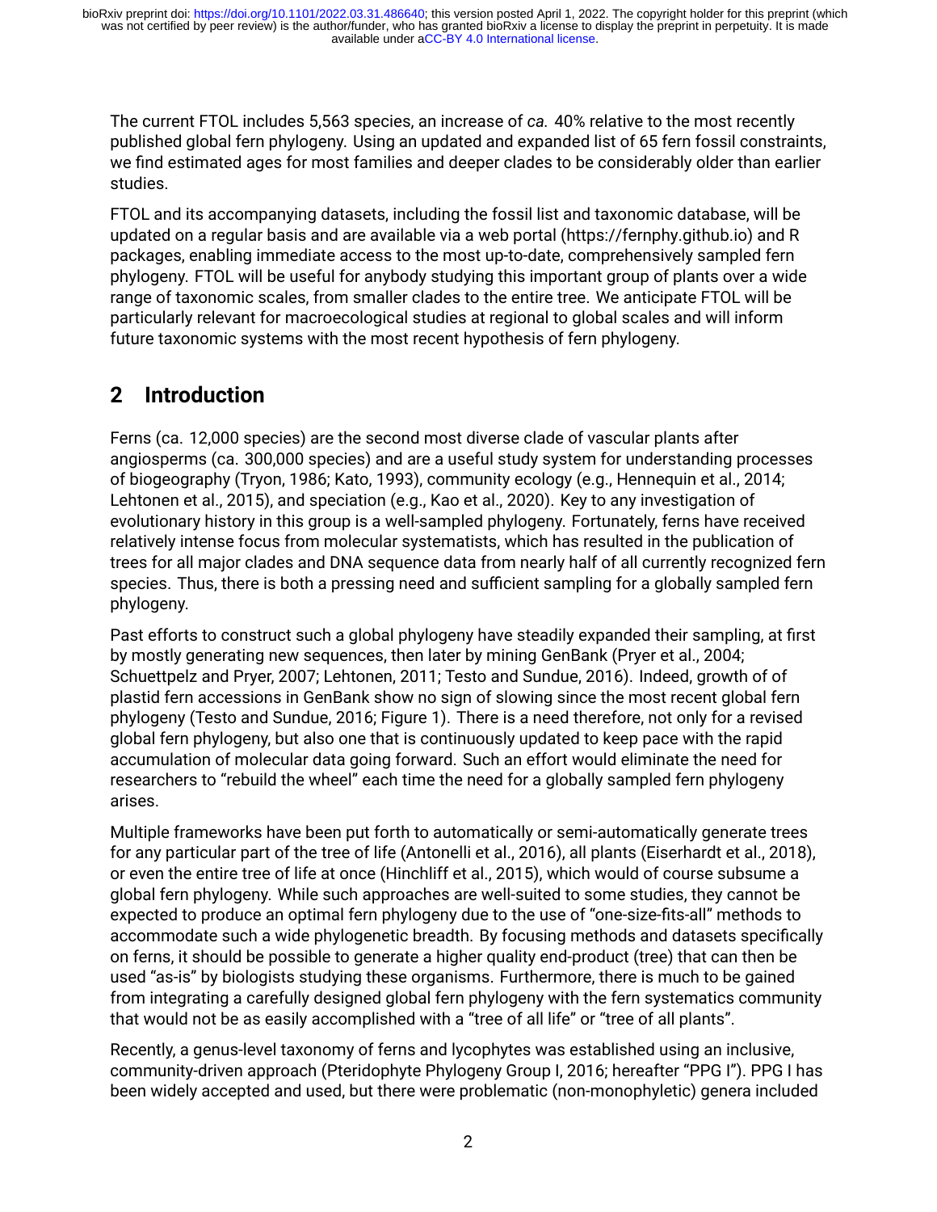The current FTOL includes 5,563 species, an increase of *ca.* 40% relative to the most recently published global fern phylogeny. Using an updated and expanded list of 65 fern fossil constraints, we find estimated ages for most families and deeper clades to be considerably older than earlier studies.

FTOL and its accompanying datasets, including the fossil list and taxonomic database, will be updated on a regular basis and are available via a web portal (https://fernphy.github.io) and R packages, enabling immediate access to the most up-to-date, comprehensively sampled fern phylogeny. FTOL will be useful for anybody studying this important group of plants over a wide range of taxonomic scales, from smaller clades to the entire tree. We anticipate FTOL will be particularly relevant for macroecological studies at regional to global scales and will inform future taxonomic systems with the most recent hypothesis of fern phylogeny.

## 2 Introduction

Ferns (ca. 12,000 species) are the second most diverse clade of vascular plants after angiosperms (ca. 300,000 species) and are a useful study system for understanding processes of biogeography (Tryon, 1986; Kato, 1993), community ecology (e.g., Hennequin et al., 2014; Lehtonen et al., 2015), and speciation (e.g., Kao et al., 2020). Key to any investigation of evolutionary history in this group is a well-sampled phylogeny. Fortunately, ferns have received relatively intense focus from molecular systematists, which has resulted in the publication of trees for all major clades and DNA sequence data from nearly half of all currently recognized fern species. Thus, there is both a pressing need and sufficient sampling for a globally sampled fern phylogeny.

Past efforts to construct such a global phylogeny have steadily expanded their sampling, at first by mostly generating new sequences, then later by mining GenBank (Pryer et al., 2004; Schuettpelz and Pryer, 2007; Lehtonen, 2011; Testo and Sundue, 2016). Indeed, growth of of plastid fern accessions in GenBank show no sign of slowing since the most recent global fern phylogeny (Testo and Sundue, 2016; Figure 1). There is a need therefore, not only for a revised global fern phylogeny, but also one that is continuously updated to keep pace with the rapid accumulation of molecular data going forward. Such an effort would eliminate the need for researchers to "rebuild the wheel" each time the need for a globally sampled fern phylogeny arises.

Multiple frameworks have been put forth to automatically or semi-automatically generate trees for any particular part of the tree of life (Antonelli et al., 2016), all plants (Eiserhardt et al., 2018), or even the entire tree of life at once (Hinchliff et al., 2015), which would of course subsume a global fern phylogeny. While such approaches are well-suited to some studies, they cannot be expected to produce an optimal fern phylogeny due to the use of "one-size-fits-all" methods to accommodate such a wide phylogenetic breadth. By focusing methods and datasets specifically on ferns, it should be possible to generate a higher quality end-product (tree) that can then be used "as-is" by biologists studying these organisms. Furthermore, there is much to be gained from integrating a carefully designed global fern phylogeny with the fern systematics community that would not be as easily accomplished with a "tree of all life" or "tree of all plants".

Recently, a genus-level taxonomy of ferns and lycophytes was established using an inclusive, community-driven approach (Pteridophyte Phylogeny Group I, 2016; hereafter "PPG I"). PPG I has been widely accepted and used, but there were problematic (non-monophyletic) genera included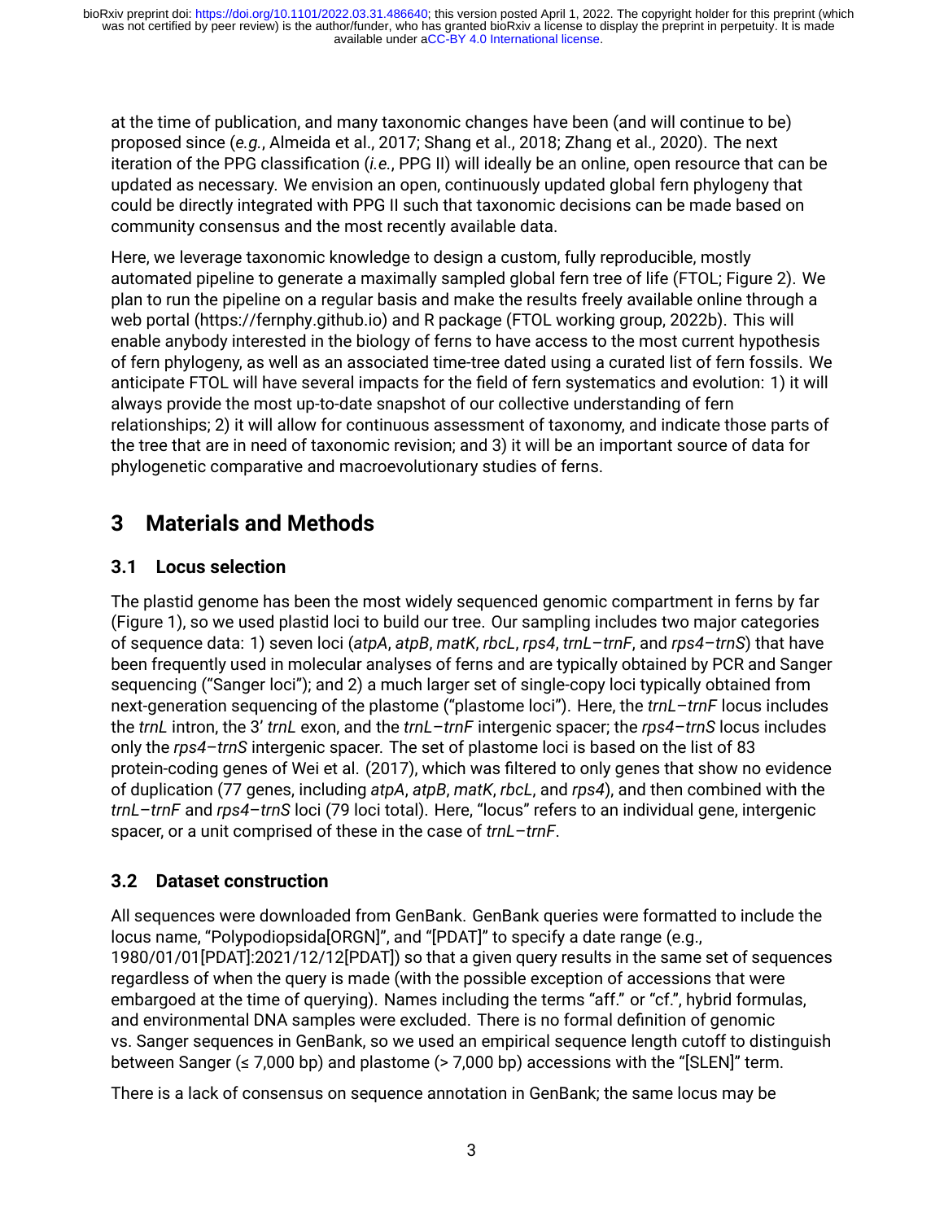at the time of publication, and many taxonomic changes have been (and will continue to be) proposed since (*e.g.*, Almeida et al., 2017; Shang et al., 2018; Zhang et al., 2020). The next iteration of the PPG classification (*i.e.*, PPG II) will ideally be an online, open resource that can be updated as necessary. We envision an open, continuously updated global fern phylogeny that could be directly integrated with PPG II such that taxonomic decisions can be made based on community consensus and the most recently available data.

Here, we leverage taxonomic knowledge to design a custom, fully reproducible, mostly automated pipeline to generate a maximally sampled global fern tree of life (FTOL; Figure 2). We plan to run the pipeline on a regular basis and make the results freely available online through a web portal (https://fernphy.github.io) and R package (FTOL working group, 2022b). This will enable anybody interested in the biology of ferns to have access to the most current hypothesis of fern phylogeny, as well as an associated time-tree dated using a curated list of fern fossils. We anticipate FTOL will have several impacts for the field of fern systematics and evolution: 1) it will always provide the most up-to-date snapshot of our collective understanding of fern relationships; 2) it will allow for continuous assessment of taxonomy, and indicate those parts of the tree that are in need of taxonomic revision; and 3) it will be an important source of data for phylogenetic comparative and macroevolutionary studies of ferns.

# 3 Materials and Methods

## 3.1 Locus selection

The plastid genome has been the most widely sequenced genomic compartment in ferns by far (Figure 1), so we used plastid loci to build our tree. Our sampling includes two major categories of sequence data: 1) seven loci (*atpA*, *atpB*, *matK*, *rbcL*, *rps4*, *trnL*–*trnF*, and *rps4*–*trnS*) that have been frequently used in molecular analyses of ferns and are typically obtained by PCR and Sanger sequencing ("Sanger loci"); and 2) a much larger set of single-copy loci typically obtained from next-generation sequencing of the plastome ("plastome loci"). Here, the *trnL*–*trnF* locus includes the *trnL* intron, the 3' *trnL* exon, and the *trnL*–*trnF* intergenic spacer; the *rps4*–*trnS* locus includes only the *rps4*–*trnS* intergenic spacer. The set of plastome loci is based on the list of 83 protein-coding genes of Wei et al. (2017), which was filtered to only genes that show no evidence of duplication (77 genes, including *atpA*, *atpB*, *matK*, *rbcL*, and *rps4*), and then combined with the *trnL*–*trnF* and *rps4*–*trnS* loci (79 loci total). Here, "locus" refers to an individual gene, intergenic spacer, or a unit comprised of these in the case of *trnL*–*trnF*.

## 3.2 Dataset construction

All sequences were downloaded from GenBank. GenBank queries were formatted to include the locus name, "Polypodiopsida[ORGN]", and "[PDAT]" to specify a date range (e.g., 1980/01/01[PDAT]:2021/12/12[PDAT]) so that a given query results in the same set of sequences regardless of when the query is made (with the possible exception of accessions that were embargoed at the time of querying). Names including the terms "aff." or "cf.", hybrid formulas, and environmental DNA samples were excluded. There is no formal definition of genomic vs. Sanger sequences in GenBank, so we used an empirical sequence length cutoff to distinguish between Sanger (≤ 7,000 bp) and plastome (> 7,000 bp) accessions with the "[SLEN]" term.

There is a lack of consensus on sequence annotation in GenBank; the same locus may be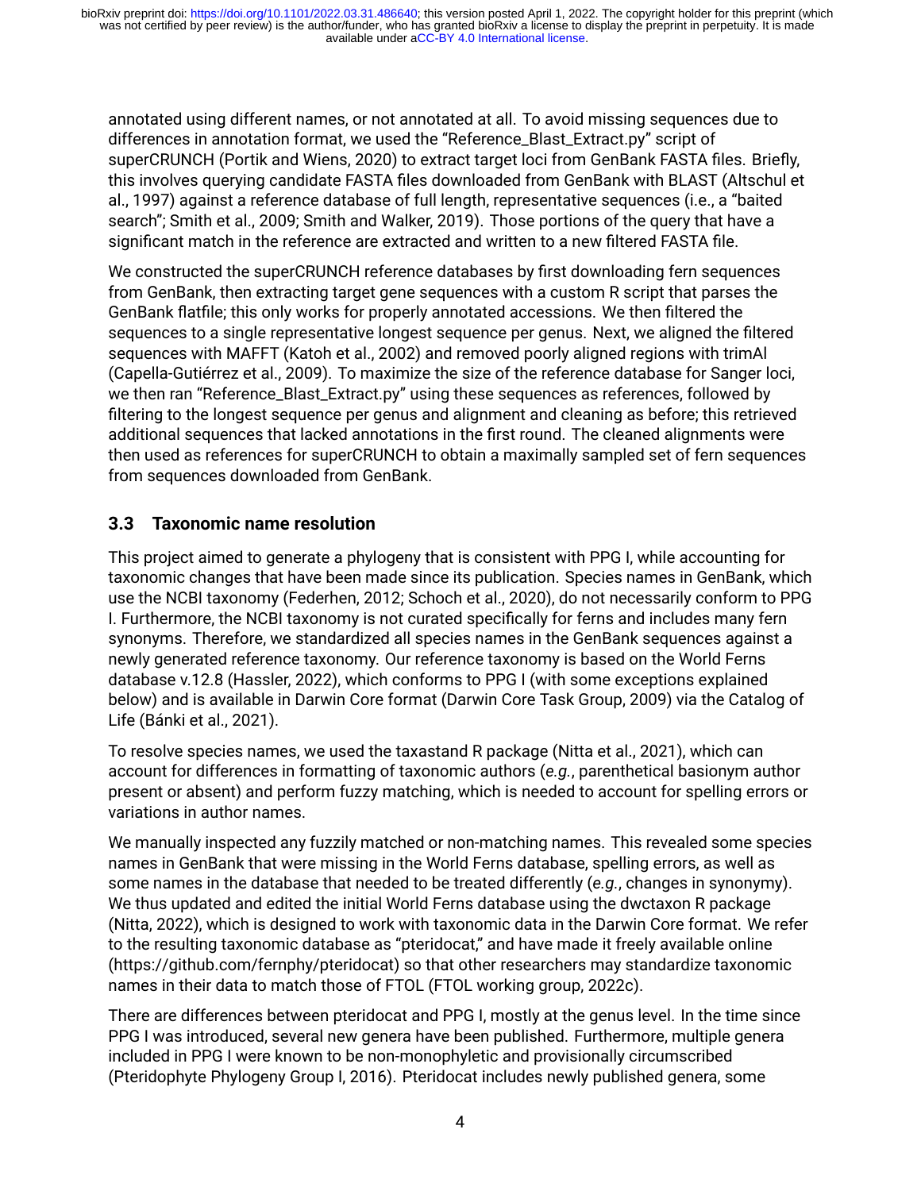annotated using different names, or not annotated at all. To avoid missing sequences due to differences in annotation format, we used the "Reference_Blast_Extract.py" script of superCRUNCH (Portik and Wiens, 2020) to extract target loci from GenBank FASTA files. Briefly, this involves querying candidate FASTA files downloaded from GenBank with BLAST (Altschul et al., 1997) against a reference database of full length, representative sequences (i.e., a "baited search"; Smith et al., 2009; Smith and Walker, 2019). Those portions of the query that have a significant match in the reference are extracted and written to a new filtered FASTA file.

We constructed the superCRUNCH reference databases by first downloading fern sequences from GenBank, then extracting target gene sequences with a custom R script that parses the GenBank flatfile; this only works for properly annotated accessions. We then filtered the sequences to a single representative longest sequence per genus. Next, we aligned the filtered sequences with MAFFT (Katoh et al., 2002) and removed poorly aligned regions with trimAl (Capella-Gutiérrez et al., 2009). To maximize the size of the reference database for Sanger loci, we then ran "Reference_Blast_Extract.py" using these sequences as references, followed by filtering to the longest sequence per genus and alignment and cleaning as before; this retrieved additional sequences that lacked annotations in the first round. The cleaned alignments were then used as references for superCRUNCH to obtain a maximally sampled set of fern sequences from sequences downloaded from GenBank.

### 3.3 Taxonomic name resolution

This project aimed to generate a phylogeny that is consistent with PPG I, while accounting for taxonomic changes that have been made since its publication. Species names in GenBank, which use the NCBI taxonomy (Federhen, 2012; Schoch et al., 2020), do not necessarily conform to PPG I. Furthermore, the NCBI taxonomy is not curated specifically for ferns and includes many fern synonyms. Therefore, we standardized all species names in the GenBank sequences against a newly generated reference taxonomy. Our reference taxonomy is based on the World Ferns database v.12.8 (Hassler, 2022), which conforms to PPG I (with some exceptions explained below) and is available in Darwin Core format (Darwin Core Task Group, 2009) via the Catalog of Life (Bánki et al., 2021).

To resolve species names, we used the taxastand R package (Nitta et al., 2021), which can account for differences in formatting of taxonomic authors (*e.g.*, parenthetical basionym author present or absent) and perform fuzzy matching, which is needed to account for spelling errors or variations in author names.

We manually inspected any fuzzily matched or non-matching names. This revealed some species names in GenBank that were missing in the World Ferns database, spelling errors, as well as some names in the database that needed to be treated differently (*e.g.*, changes in synonymy). We thus updated and edited the initial World Ferns database using the dwctaxon R package (Nitta, 2022), which is designed to work with taxonomic data in the Darwin Core format. We refer to the resulting taxonomic database as "pteridocat," and have made it freely available online (https://github.com/fernphy/pteridocat) so that other researchers may standardize taxonomic names in their data to match those of FTOL (FTOL working group, 2022c).

There are differences between pteridocat and PPG I, mostly at the genus level. In the time since PPG I was introduced, several new genera have been published. Furthermore, multiple genera included in PPG I were known to be non-monophyletic and provisionally circumscribed (Pteridophyte Phylogeny Group I, 2016). Pteridocat includes newly published genera, some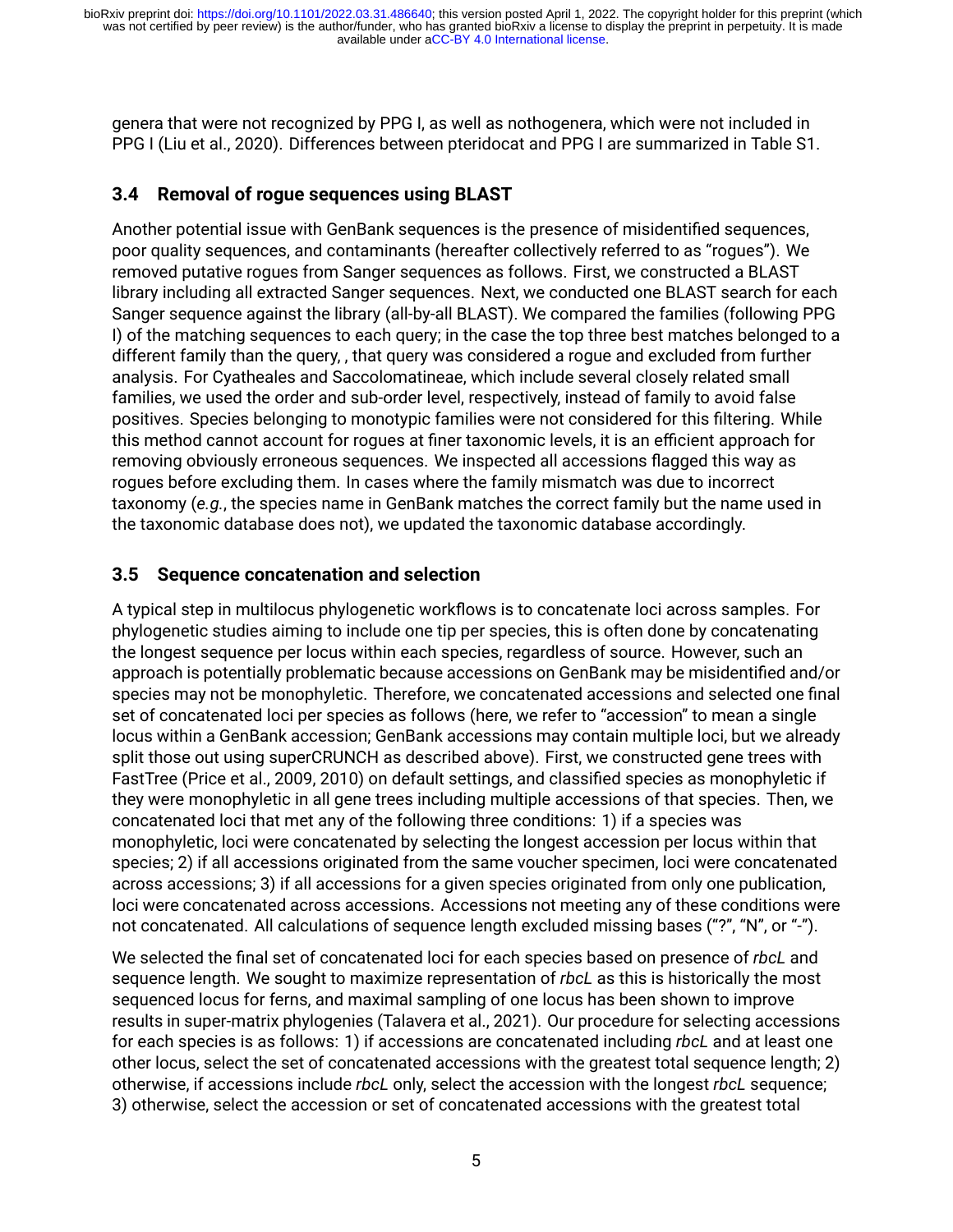genera that were not recognized by PPG I, as well as nothogenera, which were not included in PPG I (Liu et al., 2020). Differences between pteridocat and PPG I are summarized in Table S1.

## 3.4 Removal of rogue sequences using BLAST

Another potential issue with GenBank sequences is the presence of misidentified sequences, poor quality sequences, and contaminants (hereafter collectively referred to as "rogues"). We removed putative rogues from Sanger sequences as follows. First, we constructed a BLAST library including all extracted Sanger sequences. Next, we conducted one BLAST search for each Sanger sequence against the library (all-by-all BLAST). We compared the families (following PPG I) of the matching sequences to each query; in the case the top three best matches belonged to a different family than the query, , that query was considered a rogue and excluded from further analysis. For Cyatheales and Saccolomatineae, which include several closely related small families, we used the order and sub-order level, respectively, instead of family to avoid false positives. Species belonging to monotypic families were not considered for this filtering. While this method cannot account for rogues at finer taxonomic levels, it is an efficient approach for removing obviously erroneous sequences. We inspected all accessions flagged this way as rogues before excluding them. In cases where the family mismatch was due to incorrect taxonomy (*e.g.*, the species name in GenBank matches the correct family but the name used in the taxonomic database does not), we updated the taxonomic database accordingly.

## 3.5 Sequence concatenation and selection

A typical step in multilocus phylogenetic workflows is to concatenate loci across samples. For phylogenetic studies aiming to include one tip per species, this is often done by concatenating the longest sequence per locus within each species, regardless of source. However, such an approach is potentially problematic because accessions on GenBank may be misidentified and/or species may not be monophyletic. Therefore, we concatenated accessions and selected one final set of concatenated loci per species as follows (here, we refer to "accession" to mean a single locus within a GenBank accession; GenBank accessions may contain multiple loci, but we already split those out using superCRUNCH as described above). First, we constructed gene trees with FastTree (Price et al., 2009, 2010) on default settings, and classified species as monophyletic if they were monophyletic in all gene trees including multiple accessions of that species. Then, we concatenated loci that met any of the following three conditions: 1) if a species was monophyletic, loci were concatenated by selecting the longest accession per locus within that species; 2) if all accessions originated from the same voucher specimen, loci were concatenated across accessions; 3) if all accessions for a given species originated from only one publication, loci were concatenated across accessions. Accessions not meeting any of these conditions were not concatenated. All calculations of sequence length excluded missing bases ("?", "N", or "-").

We selected the final set of concatenated loci for each species based on presence of *rbcL* and sequence length. We sought to maximize representation of *rbcL* as this is historically the most sequenced locus for ferns, and maximal sampling of one locus has been shown to improve results in super-matrix phylogenies (Talavera et al., 2021). Our procedure for selecting accessions for each species is as follows: 1) if accessions are concatenated including *rbcL* and at least one other locus, select the set of concatenated accessions with the greatest total sequence length; 2) otherwise, if accessions include *rbcL* only, select the accession with the longest *rbcL* sequence; 3) otherwise, select the accession or set of concatenated accessions with the greatest total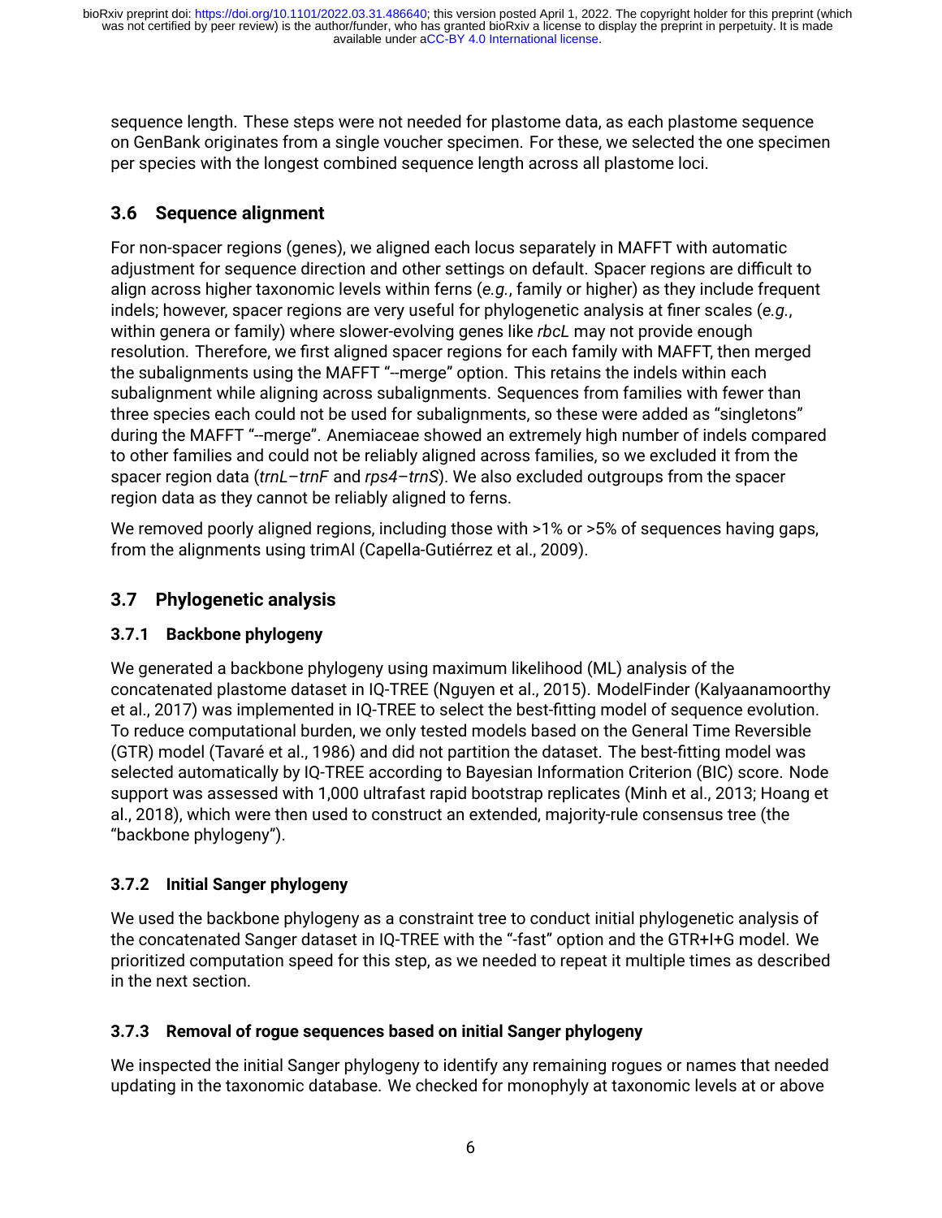sequence length. These steps were not needed for plastome data, as each plastome sequence on GenBank originates from a single voucher specimen. For these, we selected the one specimen per species with the longest combined sequence length across all plastome loci.

## 3.6 Sequence alignment

For non-spacer regions (genes), we aligned each locus separately in MAFFT with automatic adjustment for sequence direction and other settings on default. Spacer regions are difficult to align across higher taxonomic levels within ferns (*e.g.*, family or higher) as they include frequent indels; however, spacer regions are very useful for phylogenetic analysis at finer scales (*e.g.*, within genera or family) where slower-evolving genes like *rbcL* may not provide enough resolution. Therefore, we first aligned spacer regions for each family with MAFFT, then merged the subalignments using the MAFFT "--merge" option. This retains the indels within each subalignment while aligning across subalignments. Sequences from families with fewer than three species each could not be used for subalignments, so these were added as "singletons" during the MAFFT "--merge". Anemiaceae showed an extremely high number of indels compared to other families and could not be reliably aligned across families, so we excluded it from the spacer region data (*trnL*–*trnF* and *rps4*–*trnS*). We also excluded outgroups from the spacer region data as they cannot be reliably aligned to ferns.

We removed poorly aligned regions, including those with >1% or >5% of sequences having gaps, from the alignments using trimAl (Capella-Gutiérrez et al., 2009).

## 3.7 Phylogenetic analysis

### 3.7.1 Backbone phylogeny

We generated a backbone phylogeny using maximum likelihood (ML) analysis of the concatenated plastome dataset in IQ-TREE (Nguyen et al., 2015). ModelFinder (Kalyaanamoorthy et al., 2017) was implemented in IQ-TREE to select the best-fitting model of sequence evolution. To reduce computational burden, we only tested models based on the General Time Reversible (GTR) model (Tavaré et al., 1986) and did not partition the dataset. The best-fitting model was selected automatically by IQ-TREE according to Bayesian Information Criterion (BIC) score. Node support was assessed with 1,000 ultrafast rapid bootstrap replicates (Minh et al., 2013; Hoang et al., 2018), which were then used to construct an extended, majority-rule consensus tree (the "backbone phylogeny").

### 3.7.2 Initial Sanger phylogeny

We used the backbone phylogeny as a constraint tree to conduct initial phylogenetic analysis of the concatenated Sanger dataset in IQ-TREE with the "-fast" option and the GTR+I+G model. We prioritized computation speed for this step, as we needed to repeat it multiple times as described in the next section.

### 3.7.3 Removal of rogue sequences based on initial Sanger phylogeny

We inspected the initial Sanger phylogeny to identify any remaining rogues or names that needed updating in the taxonomic database. We checked for monophyly at taxonomic levels at or above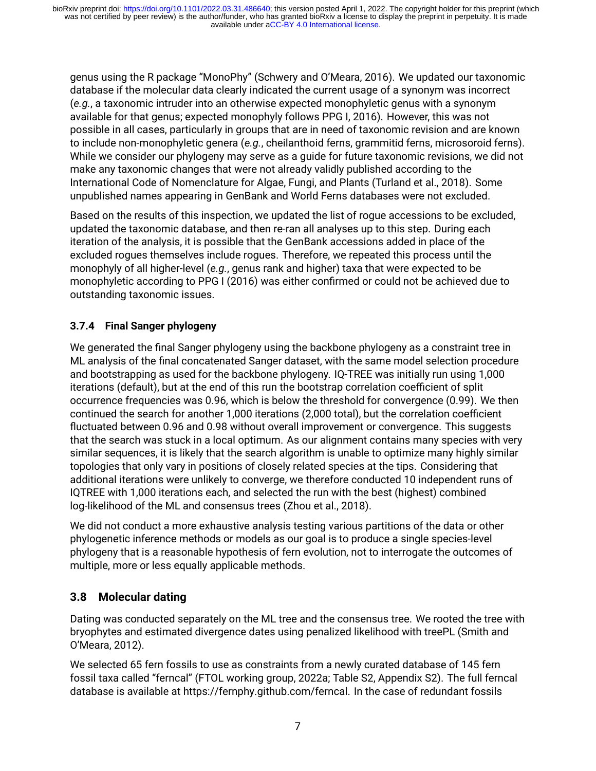genus using the R package "MonoPhy" (Schwery and O'Meara, 2016). We updated our taxonomic database if the molecular data clearly indicated the current usage of a synonym was incorrect (*e.g.*, a taxonomic intruder into an otherwise expected monophyletic genus with a synonym available for that genus; expected monophyly follows PPG I, 2016). However, this was not possible in all cases, particularly in groups that are in need of taxonomic revision and are known to include non-monophyletic genera (*e.g.*, cheilanthoid ferns, grammitid ferns, microsoroid ferns). While we consider our phylogeny may serve as a guide for future taxonomic revisions, we did not make any taxonomic changes that were not already validly published according to the International Code of Nomenclature for Algae, Fungi, and Plants (Turland et al., 2018). Some unpublished names appearing in GenBank and World Ferns databases were not excluded.

Based on the results of this inspection, we updated the list of rogue accessions to be excluded, updated the taxonomic database, and then re-ran all analyses up to this step. During each iteration of the analysis, it is possible that the GenBank accessions added in place of the excluded rogues themselves include rogues. Therefore, we repeated this process until the monophyly of all higher-level (*e.g.*, genus rank and higher) taxa that were expected to be monophyletic according to PPG I (2016) was either confirmed or could not be achieved due to outstanding taxonomic issues.

#### 3.7.4 Final Sanger phylogeny

We generated the final Sanger phylogeny using the backbone phylogeny as a constraint tree in ML analysis of the final concatenated Sanger dataset, with the same model selection procedure and bootstrapping as used for the backbone phylogeny. IQ-TREE was initially run using 1,000 iterations (default), but at the end of this run the bootstrap correlation coefficient of split occurrence frequencies was 0.96, which is below the threshold for convergence (0.99). We then continued the search for another 1,000 iterations (2,000 total), but the correlation coefficient fluctuated between 0.96 and 0.98 without overall improvement or convergence. This suggests that the search was stuck in a local optimum. As our alignment contains many species with very similar sequences, it is likely that the search algorithm is unable to optimize many highly similar topologies that only vary in positions of closely related species at the tips. Considering that additional iterations were unlikely to converge, we therefore conducted 10 independent runs of IQTREE with 1,000 iterations each, and selected the run with the best (highest) combined log-likelihood of the ML and consensus trees (Zhou et al., 2018).

We did not conduct a more exhaustive analysis testing various partitions of the data or other phylogenetic inference methods or models as our goal is to produce a single species-level phylogeny that is a reasonable hypothesis of fern evolution, not to interrogate the outcomes of multiple, more or less equally applicable methods.

### 3.8 Molecular dating

Dating was conducted separately on the ML tree and the consensus tree. We rooted the tree with bryophytes and estimated divergence dates using penalized likelihood with treePL (Smith and O'Meara, 2012).

We selected 65 fern fossils to use as constraints from a newly curated database of 145 fern fossil taxa called "ferncal" (FTOL working group, 2022a; Table S2, Appendix S2). The full ferncal database is available at https://fernphy.github.com/ferncal. In the case of redundant fossils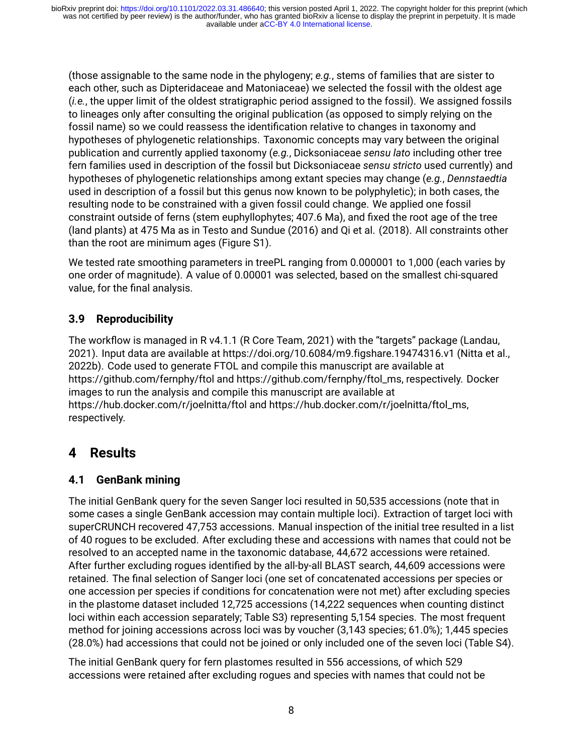(those assignable to the same node in the phylogeny; *e.g.*, stems of families that are sister to each other, such as Dipteridaceae and Matoniaceae) we selected the fossil with the oldest age (*i.e.*, the upper limit of the oldest stratigraphic period assigned to the fossil). We assigned fossils to lineages only after consulting the original publication (as opposed to simply relying on the fossil name) so we could reassess the identification relative to changes in taxonomy and hypotheses of phylogenetic relationships. Taxonomic concepts may vary between the original publication and currently applied taxonomy (*e.g.*, Dicksoniaceae *sensu lato* including other tree fern families used in description of the fossil but Dicksoniaceae *sensu stricto* used currently) and hypotheses of phylogenetic relationships among extant species may change (*e.g.*, *Dennstaedtia* used in description of a fossil but this genus now known to be polyphyletic); in both cases, the resulting node to be constrained with a given fossil could change. We applied one fossil constraint outside of ferns (stem euphyllophytes; 407.6 Ma), and fixed the root age of the tree (land plants) at 475 Ma as in Testo and Sundue (2016) and Qi et al. (2018). All constraints other than the root are minimum ages (Figure S1).

We tested rate smoothing parameters in treePL ranging from 0.000001 to 1,000 (each varies by one order of magnitude). A value of 0.00001 was selected, based on the smallest chi-squared value, for the final analysis.

### 3.9 Reproducibility

The workflow is managed in R v4.1.1 (R Core Team, 2021) with the "targets" package (Landau, 2021). Input data are available at https://doi.org/10.6084/m9.figshare.19474316.v1 (Nitta et al., 2022b). Code used to generate FTOL and compile this manuscript are available at https://github.com/fernphy/ftol and https://github.com/fernphy/ftol_ms, respectively. Docker images to run the analysis and compile this manuscript are available at https://hub.docker.com/r/joelnitta/ftol and https://hub.docker.com/r/joelnitta/ftol_ms, respectively.

## 4 Results

### 4.1 GenBank mining

The initial GenBank query for the seven Sanger loci resulted in 50,535 accessions (note that in some cases a single GenBank accession may contain multiple loci). Extraction of target loci with superCRUNCH recovered 47,753 accessions. Manual inspection of the initial tree resulted in a list of 40 rogues to be excluded. After excluding these and accessions with names that could not be resolved to an accepted name in the taxonomic database, 44,672 accessions were retained. After further excluding rogues identified by the all-by-all BLAST search, 44,609 accessions were retained. The final selection of Sanger loci (one set of concatenated accessions per species or one accession per species if conditions for concatenation were not met) after excluding species in the plastome dataset included 12,725 accessions (14,222 sequences when counting distinct loci within each accession separately; Table S3) representing 5,154 species. The most frequent method for joining accessions across loci was by voucher (3,143 species; 61.0%); 1,445 species (28.0%) had accessions that could not be joined or only included one of the seven loci (Table S4).

The initial GenBank query for fern plastomes resulted in 556 accessions, of which 529 accessions were retained after excluding rogues and species with names that could not be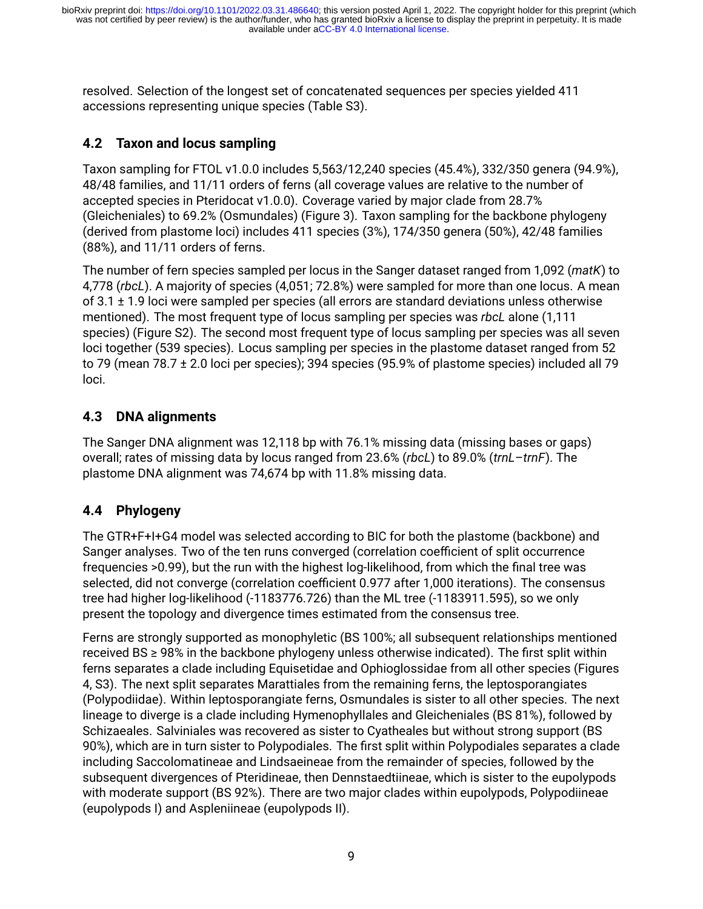resolved. Selection of the longest set of concatenated sequences per species yielded 411 accessions representing unique species (Table S3).

## 4.2 Taxon and locus sampling

Taxon sampling for FTOL v1.0.0 includes 5,563/12,240 species (45.4%), 332/350 genera (94.9%), 48/48 families, and 11/11 orders of ferns (all coverage values are relative to the number of accepted species in Pteridocat v1.0.0). Coverage varied by major clade from 28.7% (Gleicheniales) to 69.2% (Osmundales) (Figure 3). Taxon sampling for the backbone phylogeny (derived from plastome loci) includes 411 species (3%), 174/350 genera (50%), 42/48 families (88%), and 11/11 orders of ferns.

The number of fern species sampled per locus in the Sanger dataset ranged from 1,092 (*matK*) to 4,778 (*rbcL*). A majority of species (4,051; 72.8%) were sampled for more than one locus. A mean of 3.1 ± 1.9 loci were sampled per species (all errors are standard deviations unless otherwise mentioned). The most frequent type of locus sampling per species was *rbcL* alone (1,111 species) (Figure S2). The second most frequent type of locus sampling per species was all seven loci together (539 species). Locus sampling per species in the plastome dataset ranged from 52 to 79 (mean 78.7 ± 2.0 loci per species); 394 species (95.9% of plastome species) included all 79 loci.

## 4.3 DNA alignments

The Sanger DNA alignment was 12,118 bp with 76.1% missing data (missing bases or gaps) overall; rates of missing data by locus ranged from 23.6% (*rbcL*) to 89.0% (*trnL*–*trnF*). The plastome DNA alignment was 74,674 bp with 11.8% missing data.

## 4.4 Phylogeny

The GTR+F+I+G4 model was selected according to BIC for both the plastome (backbone) and Sanger analyses. Two of the ten runs converged (correlation coefficient of split occurrence frequencies >0.99), but the run with the highest log-likelihood, from which the final tree was selected, did not converge (correlation coefficient 0.977 after 1,000 iterations). The consensus tree had higher log-likelihood (-1183776.726) than the ML tree (-1183911.595), so we only present the topology and divergence times estimated from the consensus tree.

Ferns are strongly supported as monophyletic (BS 100%; all subsequent relationships mentioned received BS ≥ 98% in the backbone phylogeny unless otherwise indicated). The first split within ferns separates a clade including Equisetidae and Ophioglossidae from all other species (Figures 4, S3). The next split separates Marattiales from the remaining ferns, the leptosporangiates (Polypodiidae). Within leptosporangiate ferns, Osmundales is sister to all other species. The next lineage to diverge is a clade including Hymenophyllales and Gleicheniales (BS 81%), followed by Schizaeales. Salviniales was recovered as sister to Cyatheales but without strong support (BS 90%), which are in turn sister to Polypodiales. The first split within Polypodiales separates a clade including Saccolomatineae and Lindsaeineae from the remainder of species, followed by the subsequent divergences of Pteridineae, then Dennstaedtiineae, which is sister to the eupolypods with moderate support (BS 92%). There are two major clades within eupolypods, Polypodiineae (eupolypods I) and Aspleniineae (eupolypods II).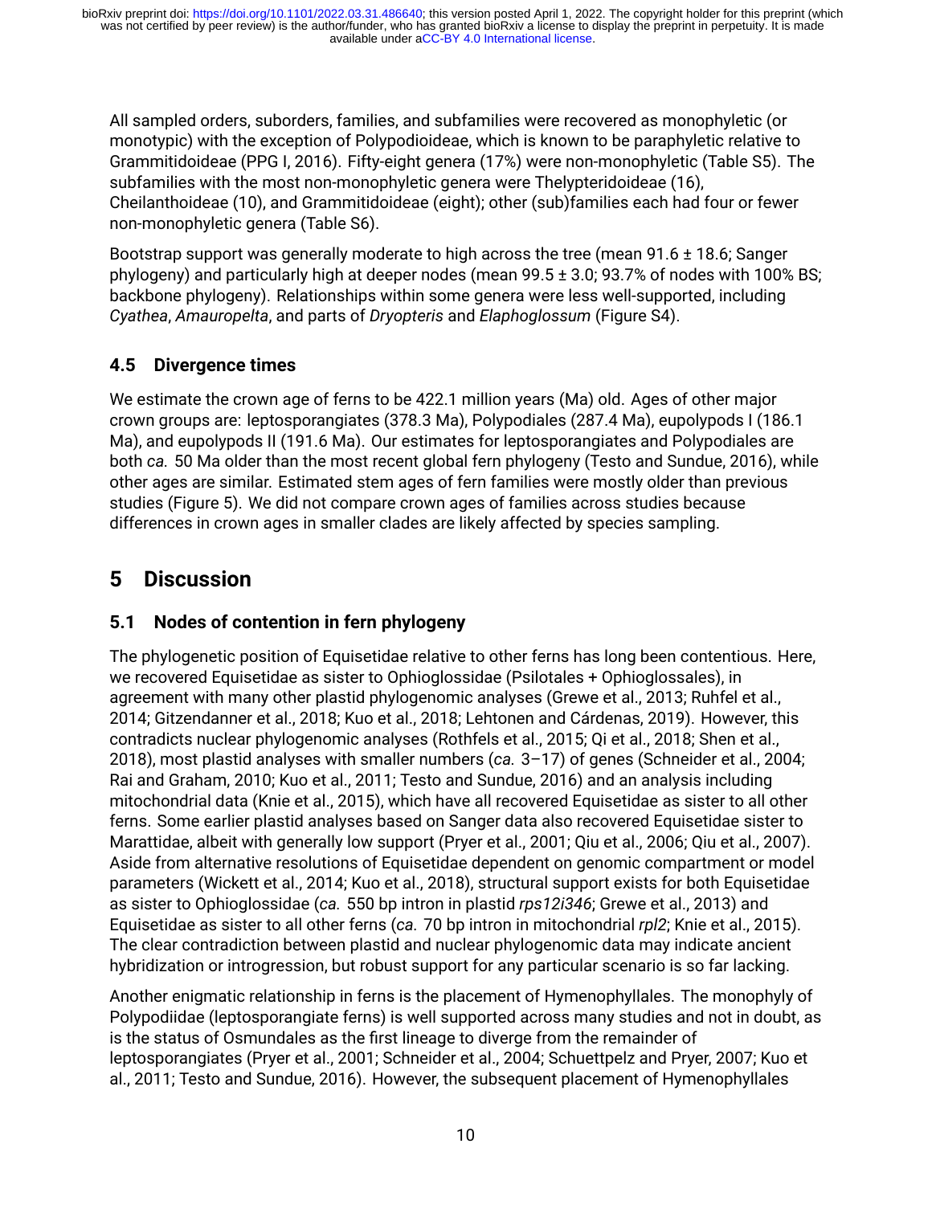All sampled orders, suborders, families, and subfamilies were recovered as monophyletic (or monotypic) with the exception of Polypodioideae, which is known to be paraphyletic relative to Grammitidoideae (PPG I, 2016). Fifty-eight genera (17%) were non-monophyletic (Table S5). The subfamilies with the most non-monophyletic genera were Thelypteridoideae (16), Cheilanthoideae (10), and Grammitidoideae (eight); other (sub)families each had four or fewer non-monophyletic genera (Table S6).

Bootstrap support was generally moderate to high across the tree (mean 91.6 ± 18.6; Sanger phylogeny) and particularly high at deeper nodes (mean 99.5 ± 3.0; 93.7% of nodes with 100% BS; backbone phylogeny). Relationships within some genera were less well-supported, including *Cyathea*, *Amauropelta*, and parts of *Dryopteris* and *Elaphoglossum* (Figure S4).

### 4.5 Divergence times

We estimate the crown age of ferns to be 422.1 million years (Ma) old. Ages of other major crown groups are: leptosporangiates (378.3 Ma), Polypodiales (287.4 Ma), eupolypods I (186.1 Ma), and eupolypods II (191.6 Ma). Our estimates for leptosporangiates and Polypodiales are both *ca.* 50 Ma older than the most recent global fern phylogeny (Testo and Sundue, 2016), while other ages are similar. Estimated stem ages of fern families were mostly older than previous studies (Figure 5). We did not compare crown ages of families across studies because differences in crown ages in smaller clades are likely affected by species sampling.

## 5 Discussion

### 5.1 Nodes of contention in fern phylogeny

The phylogenetic position of Equisetidae relative to other ferns has long been contentious. Here, we recovered Equisetidae as sister to Ophioglossidae (Psilotales + Ophioglossales), in agreement with many other plastid phylogenomic analyses (Grewe et al., 2013; Ruhfel et al., 2014; Gitzendanner et al., 2018; Kuo et al., 2018; Lehtonen and Cárdenas, 2019). However, this contradicts nuclear phylogenomic analyses (Rothfels et al., 2015; Qi et al., 2018; Shen et al., 2018), most plastid analyses with smaller numbers (*ca.* 3–17) of genes (Schneider et al., 2004; Rai and Graham, 2010; Kuo et al., 2011; Testo and Sundue, 2016) and an analysis including mitochondrial data (Knie et al., 2015), which have all recovered Equisetidae as sister to all other ferns. Some earlier plastid analyses based on Sanger data also recovered Equisetidae sister to Marattidae, albeit with generally low support (Pryer et al., 2001; Qiu et al., 2006; Qiu et al., 2007). Aside from alternative resolutions of Equisetidae dependent on genomic compartment or model parameters (Wickett et al., 2014; Kuo et al., 2018), structural support exists for both Equisetidae as sister to Ophioglossidae (*ca.* 550 bp intron in plastid *rps12i346*; Grewe et al., 2013) and Equisetidae as sister to all other ferns (*ca.* 70 bp intron in mitochondrial *rpl2*; Knie et al., 2015). The clear contradiction between plastid and nuclear phylogenomic data may indicate ancient hybridization or introgression, but robust support for any particular scenario is so far lacking.

Another enigmatic relationship in ferns is the placement of Hymenophyllales. The monophyly of Polypodiidae (leptosporangiate ferns) is well supported across many studies and not in doubt, as is the status of Osmundales as the first lineage to diverge from the remainder of leptosporangiates (Pryer et al., 2001; Schneider et al., 2004; Schuettpelz and Pryer, 2007; Kuo et al., 2011; Testo and Sundue, 2016). However, the subsequent placement of Hymenophyllales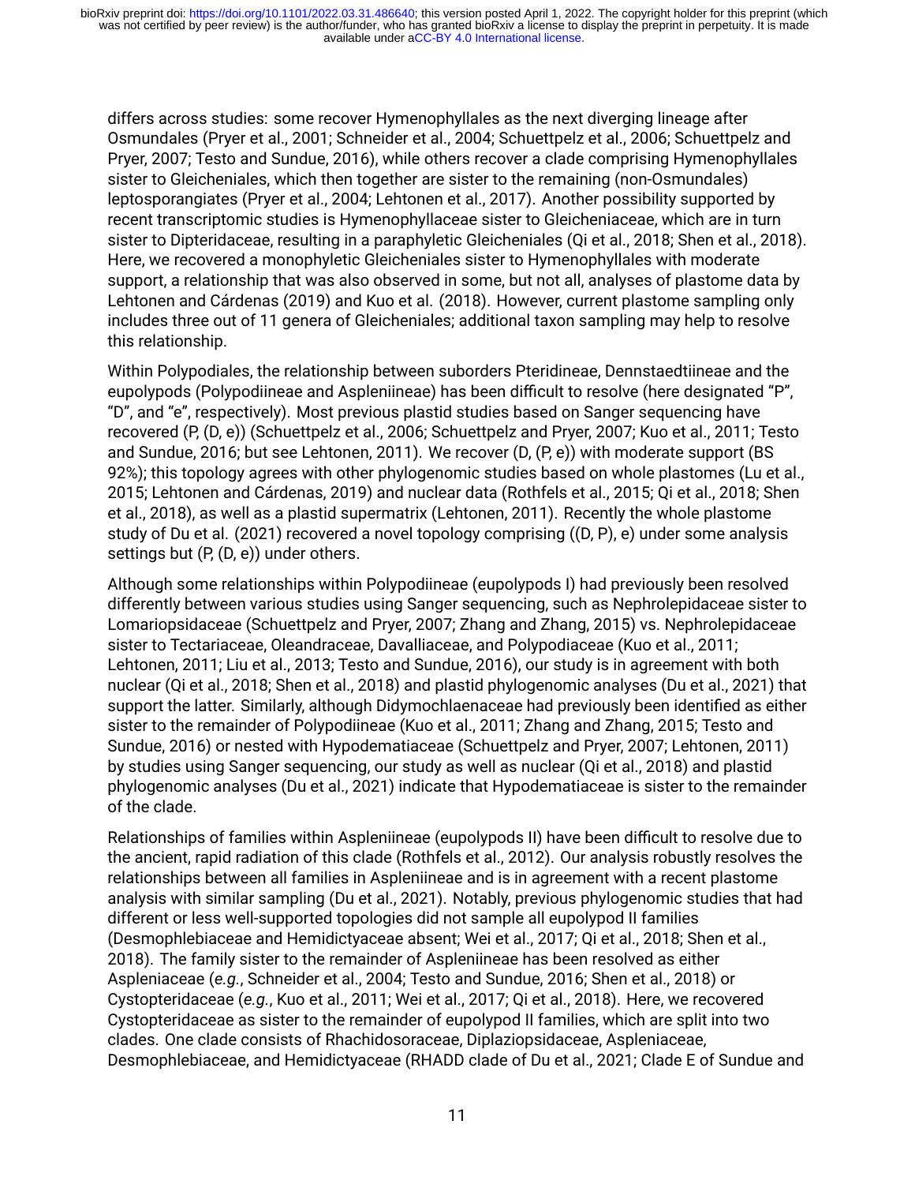differs across studies: some recover Hymenophyllales as the next diverging lineage after Osmundales (Pryer et al., 2001; Schneider et al., 2004; Schuettpelz et al., 2006; Schuettpelz and Pryer, 2007; Testo and Sundue, 2016), while others recover a clade comprising Hymenophyllales sister to Gleicheniales, which then together are sister to the remaining (non-Osmundales) leptosporangiates (Pryer et al., 2004; Lehtonen et al., 2017). Another possibility supported by recent transcriptomic studies is Hymenophyllaceae sister to Gleicheniaceae, which are in turn sister to Dipteridaceae, resulting in a paraphyletic Gleicheniales (Qi et al., 2018; Shen et al., 2018). Here, we recovered a monophyletic Gleicheniales sister to Hymenophyllales with moderate support, a relationship that was also observed in some, but not all, analyses of plastome data by Lehtonen and Cárdenas (2019) and Kuo et al. (2018). However, current plastome sampling only includes three out of 11 genera of Gleicheniales; additional taxon sampling may help to resolve this relationship.

Within Polypodiales, the relationship between suborders Pteridineae, Dennstaedtiineae and the eupolypods (Polypodiineae and Aspleniineae) has been difficult to resolve (here designated "P", "D", and "e", respectively). Most previous plastid studies based on Sanger sequencing have recovered (P, (D, e)) (Schuettpelz et al., 2006; Schuettpelz and Pryer, 2007; Kuo et al., 2011; Testo and Sundue, 2016; but see Lehtonen, 2011). We recover (D, (P, e)) with moderate support (BS 92%); this topology agrees with other phylogenomic studies based on whole plastomes (Lu et al., 2015; Lehtonen and Cárdenas, 2019) and nuclear data (Rothfels et al., 2015; Qi et al., 2018; Shen et al., 2018), as well as a plastid supermatrix (Lehtonen, 2011). Recently the whole plastome study of Du et al. (2021) recovered a novel topology comprising ((D, P), e) under some analysis settings but (P, (D, e)) under others.

Although some relationships within Polypodiineae (eupolypods I) had previously been resolved differently between various studies using Sanger sequencing, such as Nephrolepidaceae sister to Lomariopsidaceae (Schuettpelz and Pryer, 2007; Zhang and Zhang, 2015) vs. Nephrolepidaceae sister to Tectariaceae, Oleandraceae, Davalliaceae, and Polypodiaceae (Kuo et al., 2011; Lehtonen, 2011; Liu et al., 2013; Testo and Sundue, 2016), our study is in agreement with both nuclear (Qi et al., 2018; Shen et al., 2018) and plastid phylogenomic analyses (Du et al., 2021) that support the latter. Similarly, although Didymochlaenaceae had previously been identified as either sister to the remainder of Polypodiineae (Kuo et al., 2011; Zhang and Zhang, 2015; Testo and Sundue, 2016) or nested with Hypodematiaceae (Schuettpelz and Pryer, 2007; Lehtonen, 2011) by studies using Sanger sequencing, our study as well as nuclear (Qi et al., 2018) and plastid phylogenomic analyses (Du et al., 2021) indicate that Hypodematiaceae is sister to the remainder of the clade.

Relationships of families within Aspleniineae (eupolypods II) have been difficult to resolve due to the ancient, rapid radiation of this clade (Rothfels et al., 2012). Our analysis robustly resolves the relationships between all families in Aspleniineae and is in agreement with a recent plastome analysis with similar sampling (Du et al., 2021). Notably, previous phylogenomic studies that had different or less well-supported topologies did not sample all eupolypod II families (Desmophlebiaceae and Hemidictyaceae absent; Wei et al., 2017; Qi et al., 2018; Shen et al., 2018). The family sister to the remainder of Aspleniineae has been resolved as either Aspleniaceae (*e.g.*, Schneider et al., 2004; Testo and Sundue, 2016; Shen et al., 2018) or Cystopteridaceae (*e.g.*, Kuo et al., 2011; Wei et al., 2017; Qi et al., 2018). Here, we recovered Cystopteridaceae as sister to the remainder of eupolypod II families, which are split into two clades. One clade consists of Rhachidosoraceae, Diplaziopsidaceae, Aspleniaceae, Desmophlebiaceae, and Hemidictyaceae (RHADD clade of Du et al., 2021; Clade E of Sundue and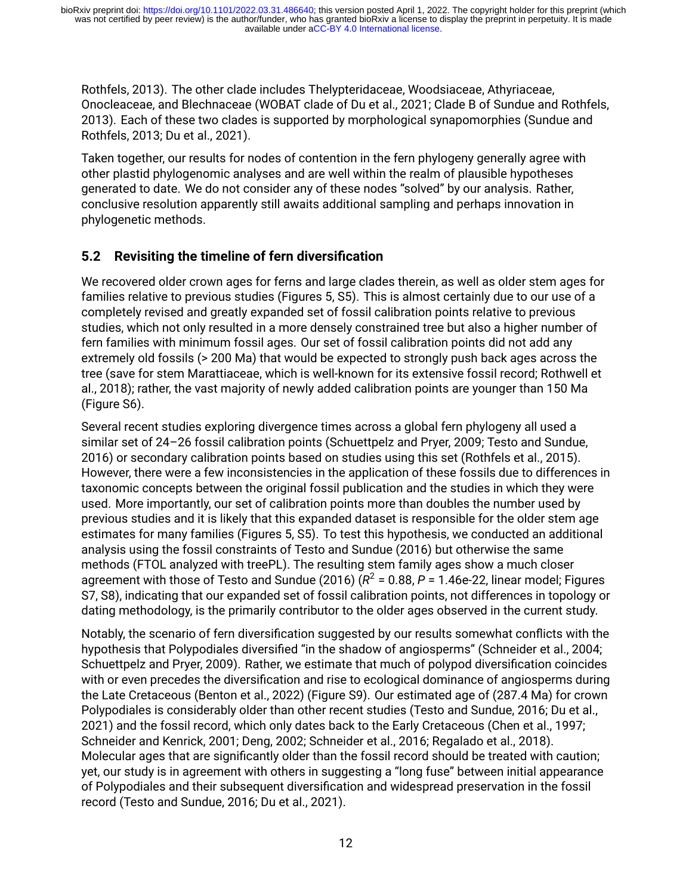Rothfels, 2013). The other clade includes Thelypteridaceae, Woodsiaceae, Athyriaceae, Onocleaceae, and Blechnaceae (WOBAT clade of Du et al., 2021; Clade B of Sundue and Rothfels, 2013). Each of these two clades is supported by morphological synapomorphies (Sundue and Rothfels, 2013; Du et al., 2021).

Taken together, our results for nodes of contention in the fern phylogeny generally agree with other plastid phylogenomic analyses and are well within the realm of plausible hypotheses generated to date. We do not consider any of these nodes "solved" by our analysis. Rather, conclusive resolution apparently still awaits additional sampling and perhaps innovation in phylogenetic methods.

## 5.2 Revisiting the timeline of fern diversification

We recovered older crown ages for ferns and large clades therein, as well as older stem ages for families relative to previous studies (Figures 5, S5). This is almost certainly due to our use of a completely revised and greatly expanded set of fossil calibration points relative to previous studies, which not only resulted in a more densely constrained tree but also a higher number of fern families with minimum fossil ages. Our set of fossil calibration points did not add any extremely old fossils (> 200 Ma) that would be expected to strongly push back ages across the tree (save for stem Marattiaceae, which is well-known for its extensive fossil record; Rothwell et al., 2018); rather, the vast majority of newly added calibration points are younger than 150 Ma (Figure S6).

Several recent studies exploring divergence times across a global fern phylogeny all used a similar set of 24–26 fossil calibration points (Schuettpelz and Pryer, 2009; Testo and Sundue, 2016) or secondary calibration points based on studies using this set (Rothfels et al., 2015). However, there were a few inconsistencies in the application of these fossils due to differences in taxonomic concepts between the original fossil publication and the studies in which they were used. More importantly, our set of calibration points more than doubles the number used by previous studies and it is likely that this expanded dataset is responsible for the older stem age estimates for many families (Figures 5, S5). To test this hypothesis, we conducted an additional analysis using the fossil constraints of Testo and Sundue (2016) but otherwise the same methods (FTOL analyzed with treePL). The resulting stem family ages show a much closer agreement with those of Testo and Sundue (2016) ($R^2$ = 0.88, $P$ = 1.46e-22, linear model; Figures S7, S8), indicating that our expanded set of fossil calibration points, not differences in topology or dating methodology, is the primarily contributor to the older ages observed in the current study.

Notably, the scenario of fern diversification suggested by our results somewhat conflicts with the hypothesis that Polypodiales diversified "in the shadow of angiosperms" (Schneider et al., 2004; Schuettpelz and Pryer, 2009). Rather, we estimate that much of polypod diversification coincides with or even precedes the diversification and rise to ecological dominance of angiosperms during the Late Cretaceous (Benton et al., 2022) (Figure S9). Our estimated age of (287.4 Ma) for crown Polypodiales is considerably older than other recent studies (Testo and Sundue, 2016; Du et al., 2021) and the fossil record, which only dates back to the Early Cretaceous (Chen et al., 1997; Schneider and Kenrick, 2001; Deng, 2002; Schneider et al., 2016; Regalado et al., 2018). Molecular ages that are significantly older than the fossil record should be treated with caution; yet, our study is in agreement with others in suggesting a "long fuse" between initial appearance of Polypodiales and their subsequent diversification and widespread preservation in the fossil record (Testo and Sundue, 2016; Du et al., 2021).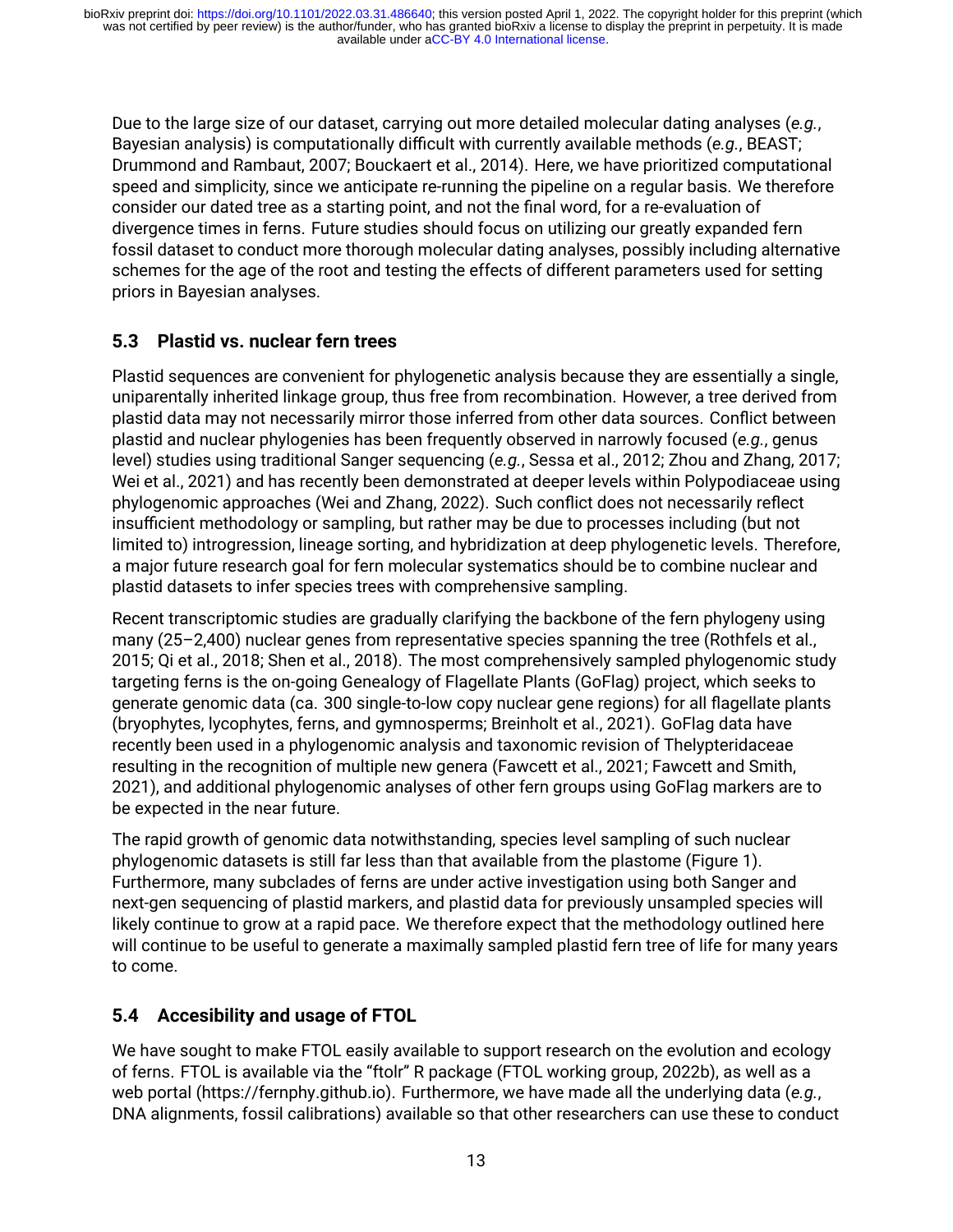Due to the large size of our dataset, carrying out more detailed molecular dating analyses (*e.g.*, Bayesian analysis) is computationally difficult with currently available methods (*e.g.*, BEAST; Drummond and Rambaut, 2007; Bouckaert et al., 2014). Here, we have prioritized computational speed and simplicity, since we anticipate re-running the pipeline on a regular basis. We therefore consider our dated tree as a starting point, and not the final word, for a re-evaluation of divergence times in ferns. Future studies should focus on utilizing our greatly expanded fern fossil dataset to conduct more thorough molecular dating analyses, possibly including alternative schemes for the age of the root and testing the effects of different parameters used for setting priors in Bayesian analyses.

## 5.3 Plastid vs. nuclear fern trees

Plastid sequences are convenient for phylogenetic analysis because they are essentially a single, uniparentally inherited linkage group, thus free from recombination. However, a tree derived from plastid data may not necessarily mirror those inferred from other data sources. Conflict between plastid and nuclear phylogenies has been frequently observed in narrowly focused (*e.g.*, genus level) studies using traditional Sanger sequencing (*e.g.*, Sessa et al., 2012; Zhou and Zhang, 2017; Wei et al., 2021) and has recently been demonstrated at deeper levels within Polypodiaceae using phylogenomic approaches (Wei and Zhang, 2022). Such conflict does not necessarily reflect insufficient methodology or sampling, but rather may be due to processes including (but not limited to) introgression, lineage sorting, and hybridization at deep phylogenetic levels. Therefore, a major future research goal for fern molecular systematics should be to combine nuclear and plastid datasets to infer species trees with comprehensive sampling.

Recent transcriptomic studies are gradually clarifying the backbone of the fern phylogeny using many (25–2,400) nuclear genes from representative species spanning the tree (Rothfels et al., 2015; Qi et al., 2018; Shen et al., 2018). The most comprehensively sampled phylogenomic study targeting ferns is the on-going Genealogy of Flagellate Plants (GoFlag) project, which seeks to generate genomic data (ca. 300 single-to-low copy nuclear gene regions) for all flagellate plants (bryophytes, lycophytes, ferns, and gymnosperms; Breinholt et al., 2021). GoFlag data have recently been used in a phylogenomic analysis and taxonomic revision of Thelypteridaceae resulting in the recognition of multiple new genera (Fawcett et al., 2021; Fawcett and Smith, 2021), and additional phylogenomic analyses of other fern groups using GoFlag markers are to be expected in the near future.

The rapid growth of genomic data notwithstanding, species level sampling of such nuclear phylogenomic datasets is still far less than that available from the plastome (Figure 1). Furthermore, many subclades of ferns are under active investigation using both Sanger and next-gen sequencing of plastid markers, and plastid data for previously unsampled species will likely continue to grow at a rapid pace. We therefore expect that the methodology outlined here will continue to be useful to generate a maximally sampled plastid fern tree of life for many years to come.

## 5.4 Accesibility and usage of FTOL

We have sought to make FTOL easily available to support research on the evolution and ecology of ferns. FTOL is available via the "ftolr" R package (FTOL working group, 2022b), as well as a web portal (https://fernphy.github.io). Furthermore, we have made all the underlying data (*e.g.*, DNA alignments, fossil calibrations) available so that other researchers can use these to conduct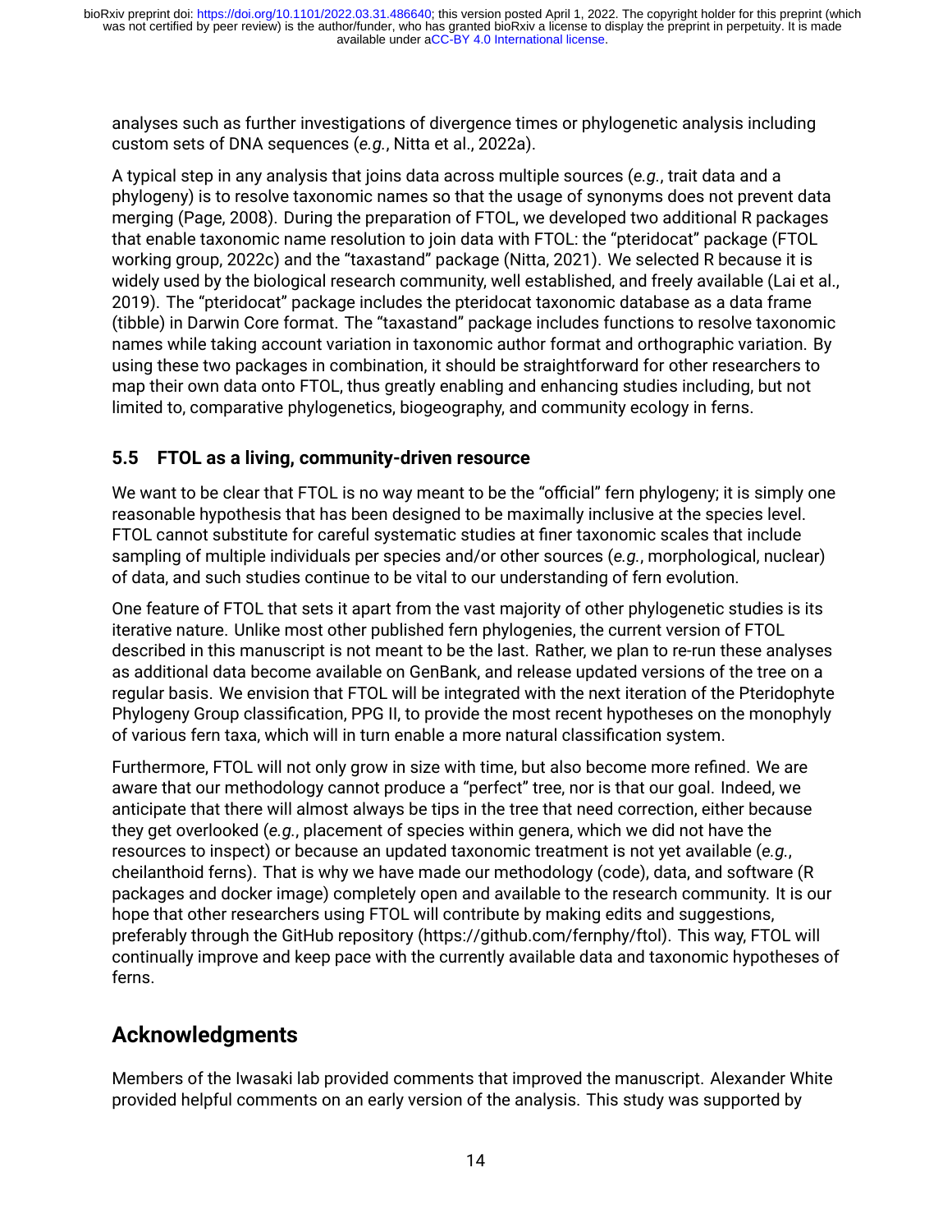analyses such as further investigations of divergence times or phylogenetic analysis including custom sets of DNA sequences (*e.g.*, Nitta et al., 2022a).

A typical step in any analysis that joins data across multiple sources (*e.g.*, trait data and a phylogeny) is to resolve taxonomic names so that the usage of synonyms does not prevent data merging (Page, 2008). During the preparation of FTOL, we developed two additional R packages that enable taxonomic name resolution to join data with FTOL: the "pteridocat" package (FTOL working group, 2022c) and the "taxastand" package (Nitta, 2021). We selected R because it is widely used by the biological research community, well established, and freely available (Lai et al., 2019). The "pteridocat" package includes the pteridocat taxonomic database as a data frame (tibble) in Darwin Core format. The "taxastand" package includes functions to resolve taxonomic names while taking account variation in taxonomic author format and orthographic variation. By using these two packages in combination, it should be straightforward for other researchers to map their own data onto FTOL, thus greatly enabling and enhancing studies including, but not limited to, comparative phylogenetics, biogeography, and community ecology in ferns.

### 5.5 FTOL as a living, community-driven resource

We want to be clear that FTOL is no way meant to be the "official" fern phylogeny; it is simply one reasonable hypothesis that has been designed to be maximally inclusive at the species level. FTOL cannot substitute for careful systematic studies at finer taxonomic scales that include sampling of multiple individuals per species and/or other sources (*e.g.*, morphological, nuclear) of data, and such studies continue to be vital to our understanding of fern evolution.

One feature of FTOL that sets it apart from the vast majority of other phylogenetic studies is its iterative nature. Unlike most other published fern phylogenies, the current version of FTOL described in this manuscript is not meant to be the last. Rather, we plan to re-run these analyses as additional data become available on GenBank, and release updated versions of the tree on a regular basis. We envision that FTOL will be integrated with the next iteration of the Pteridophyte Phylogeny Group classification, PPG II, to provide the most recent hypotheses on the monophyly of various fern taxa, which will in turn enable a more natural classification system.

Furthermore, FTOL will not only grow in size with time, but also become more refined. We are aware that our methodology cannot produce a "perfect" tree, nor is that our goal. Indeed, we anticipate that there will almost always be tips in the tree that need correction, either because they get overlooked (*e.g.*, placement of species within genera, which we did not have the resources to inspect) or because an updated taxonomic treatment is not yet available (*e.g.*, cheilanthoid ferns). That is why we have made our methodology (code), data, and software (R packages and docker image) completely open and available to the research community. It is our hope that other researchers using FTOL will contribute by making edits and suggestions, preferably through the GitHub repository (https://github.com/fernphy/ftol). This way, FTOL will continually improve and keep pace with the currently available data and taxonomic hypotheses of ferns.

## Acknowledgments

Members of the Iwasaki lab provided comments that improved the manuscript. Alexander White provided helpful comments on an early version of the analysis. This study was supported by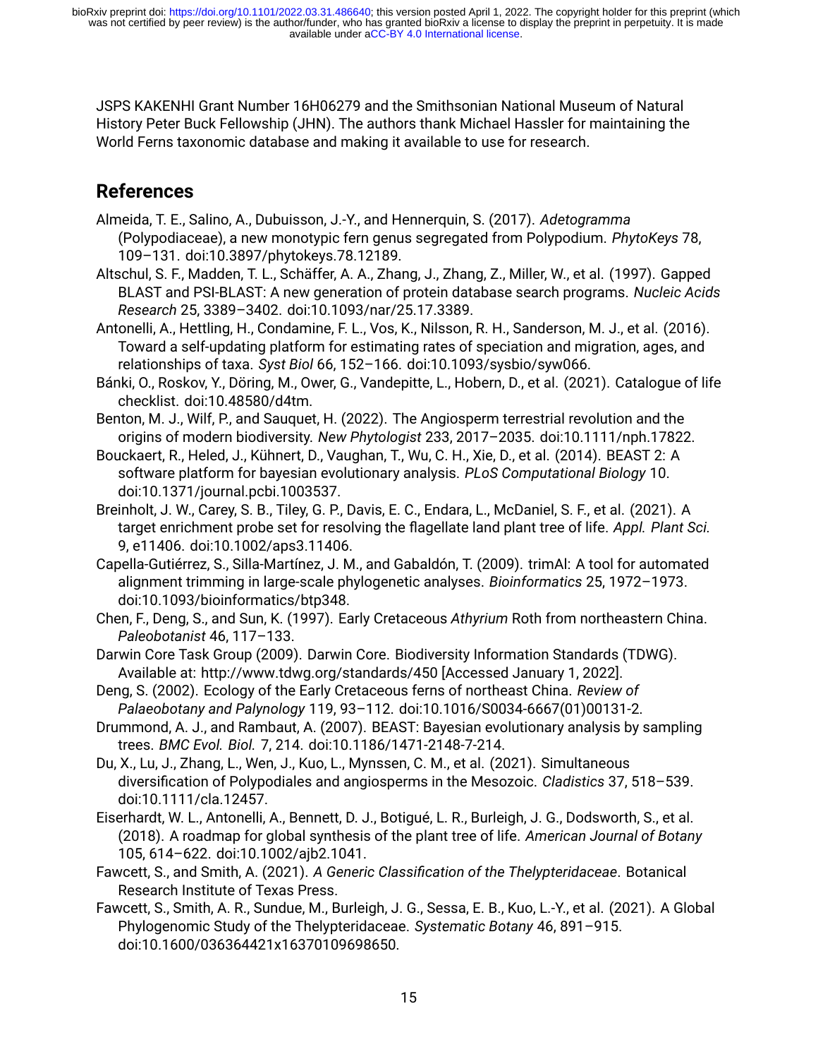JSPS KAKENHI Grant Number 16H06279 and the Smithsonian National Museum of Natural History Peter Buck Fellowship (JHN). The authors thank Michael Hassler for maintaining the World Ferns taxonomic database and making it available to use for research.

## References

Almeida, T. E., Salino, A., Dubuisson, J.-Y., and Hennerquin, S. (2017). *Adetogramma* (Polypodiaceae), a new monotypic fern genus segregated from Polypodium. *PhytoKeys* 78, 109–131. doi:10.3897/phytokeys.78.12189.

Altschul, S. F., Madden, T. L., Schäffer, A. A., Zhang, J., Zhang, Z., Miller, W., et al. (1997). Gapped BLAST and PSI-BLAST: A new generation of protein database search programs. *Nucleic Acids Research* 25, 3389–3402. doi:10.1093/nar/25.17.3389.

Antonelli, A., Hettling, H., Condamine, F. L., Vos, K., Nilsson, R. H., Sanderson, M. J., et al. (2016). Toward a self-updating platform for estimating rates of speciation and migration, ages, and relationships of taxa. *Syst Biol* 66, 152–166. doi:10.1093/sysbio/syw066.

Bánki, O., Roskov, Y., Döring, M., Ower, G., Vandepitte, L., Hobern, D., et al. (2021). Catalogue of life checklist. doi:10.48580/d4tm.

Benton, M. J., Wilf, P., and Sauquet, H. (2022). The Angiosperm terrestrial revolution and the origins of modern biodiversity. *New Phytologist* 233, 2017–2035. doi:10.1111/nph.17822.

Bouckaert, R., Heled, J., Kühnert, D., Vaughan, T., Wu, C. H., Xie, D., et al. (2014). BEAST 2: A software platform for bayesian evolutionary analysis. *PLoS Computational Biology* 10. doi:10.1371/journal.pcbi.1003537.

Breinholt, J. W., Carey, S. B., Tiley, G. P., Davis, E. C., Endara, L., McDaniel, S. F., et al. (2021). A target enrichment probe set for resolving the flagellate land plant tree of life. *Appl. Plant Sci.* 9, e11406. doi:10.1002/aps3.11406.

Capella-Gutiérrez, S., Silla-Martínez, J. M., and Gabaldón, T. (2009). trimAl: A tool for automated alignment trimming in large-scale phylogenetic analyses. *Bioinformatics* 25, 1972–1973. doi:10.1093/bioinformatics/btp348.

Chen, F., Deng, S., and Sun, K. (1997). Early Cretaceous *Athyrium* Roth from northeastern China. *Paleobotanist* 46, 117–133.

Darwin Core Task Group (2009). Darwin Core. Biodiversity Information Standards (TDWG). Available at: http://www.tdwg.org/standards/450 [Accessed January 1, 2022].

Deng, S. (2002). Ecology of the Early Cretaceous ferns of northeast China. *Review of Palaeobotany and Palynology* 119, 93–112. doi:10.1016/S0034-6667(01)00131-2.

Drummond, A. J., and Rambaut, A. (2007). BEAST: Bayesian evolutionary analysis by sampling trees. *BMC Evol. Biol.* 7, 214. doi:10.1186/1471-2148-7-214.

Du, X., Lu, J., Zhang, L., Wen, J., Kuo, L., Mynssen, C. M., et al. (2021). Simultaneous diversification of Polypodiales and angiosperms in the Mesozoic. *Cladistics* 37, 518–539. doi:10.1111/cla.12457.

Eiserhardt, W. L., Antonelli, A., Bennett, D. J., Botigué, L. R., Burleigh, J. G., Dodsworth, S., et al. (2018). A roadmap for global synthesis of the plant tree of life. *American Journal of Botany* 105, 614–622. doi:10.1002/ajb2.1041.

Fawcett, S., and Smith, A. (2021). *A Generic Classification of the Thelypteridaceae*. Botanical Research Institute of Texas Press.

Fawcett, S., Smith, A. R., Sundue, M., Burleigh, J. G., Sessa, E. B., Kuo, L.-Y., et al. (2021). A Global Phylogenomic Study of the Thelypteridaceae. *Systematic Botany* 46, 891–915. doi:10.1600/036364421x16370109698650.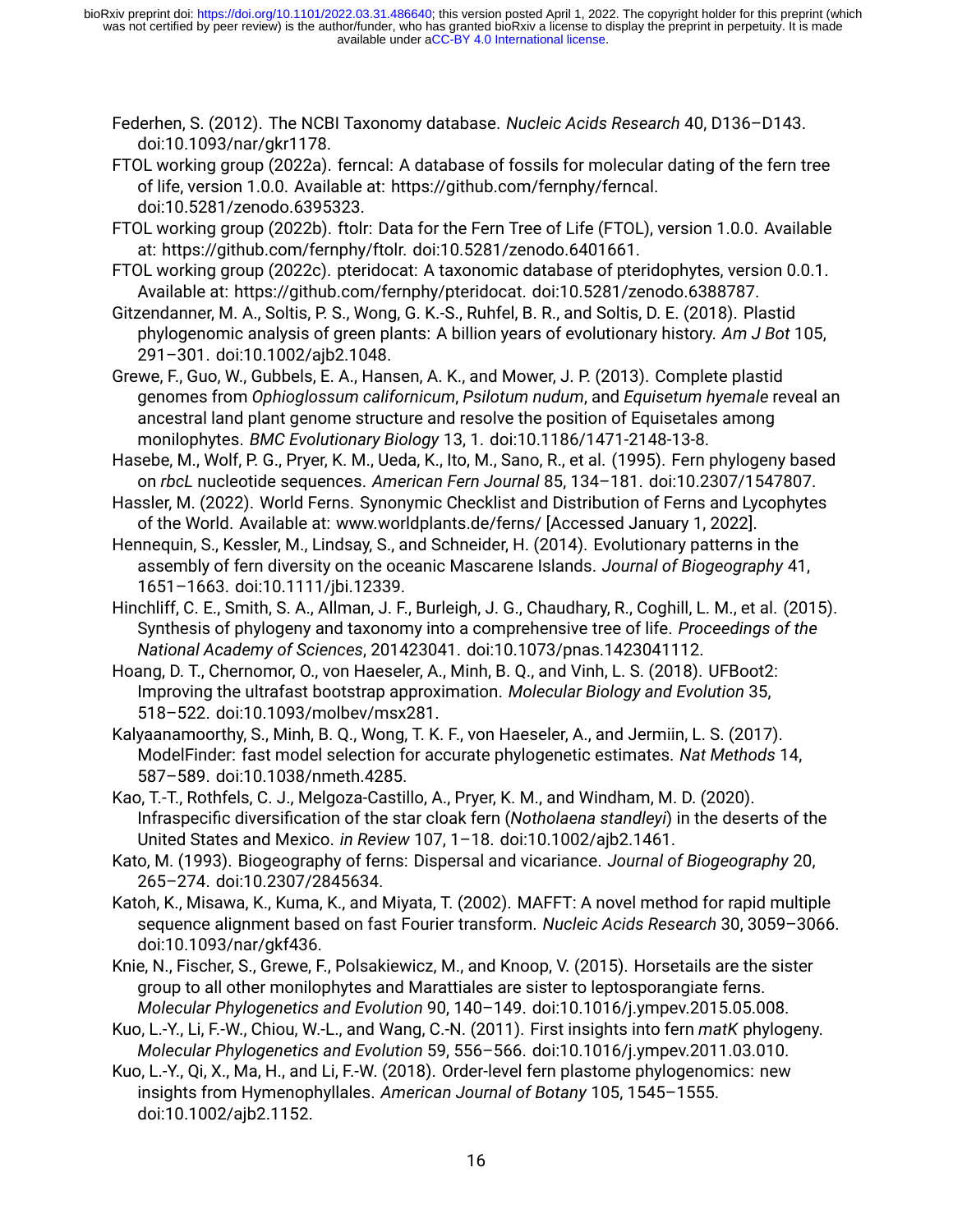Federhen, S. (2012). The NCBI Taxonomy database. *Nucleic Acids Research* 40, D136–D143. doi:10.1093/nar/gkr1178.

FTOL working group (2022a). ferncal: A database of fossils for molecular dating of the fern tree of life, version 1.0.0. Available at: https://github.com/fernphy/ferncal. doi:10.5281/zenodo.6395323.

FTOL working group (2022b). ftolr: Data for the Fern Tree of Life (FTOL), version 1.0.0. Available at: https://github.com/fernphy/ftolr. doi:10.5281/zenodo.6401661.

FTOL working group (2022c). pteridocat: A taxonomic database of pteridophytes, version 0.0.1. Available at: https://github.com/fernphy/pteridocat. doi:10.5281/zenodo.6388787.

Gitzendanner, M. A., Soltis, P. S., Wong, G. K.-S., Ruhfel, B. R., and Soltis, D. E. (2018). Plastid phylogenomic analysis of green plants: A billion years of evolutionary history. *Am J Bot* 105, 291–301. doi:10.1002/ajb2.1048.

Grewe, F., Guo, W., Gubbels, E. A., Hansen, A. K., and Mower, J. P. (2013). Complete plastid genomes from *Ophioglossum californicum*, *Psilotum nudum*, and *Equisetum hyemale* reveal an ancestral land plant genome structure and resolve the position of Equisetales among monilophytes. *BMC Evolutionary Biology* 13, 1. doi:10.1186/1471-2148-13-8.

Hasebe, M., Wolf, P. G., Pryer, K. M., Ueda, K., Ito, M., Sano, R., et al. (1995). Fern phylogeny based on *rbcL* nucleotide sequences. *American Fern Journal* 85, 134–181. doi:10.2307/1547807.

Hassler, M. (2022). World Ferns. Synonymic Checklist and Distribution of Ferns and Lycophytes of the World. Available at: www.worldplants.de/ferns/ [Accessed January 1, 2022].

Hennequin, S., Kessler, M., Lindsay, S., and Schneider, H. (2014). Evolutionary patterns in the assembly of fern diversity on the oceanic Mascarene Islands. *Journal of Biogeography* 41, 1651–1663. doi:10.1111/jbi.12339.

Hinchliff, C. E., Smith, S. A., Allman, J. F., Burleigh, J. G., Chaudhary, R., Coghill, L. M., et al. (2015). Synthesis of phylogeny and taxonomy into a comprehensive tree of life. *Proceedings of the National Academy of Sciences*, 201423041. doi:10.1073/pnas.1423041112.

Hoang, D. T., Chernomor, O., von Haeseler, A., Minh, B. Q., and Vinh, L. S. (2018). UFBoot2: Improving the ultrafast bootstrap approximation. *Molecular Biology and Evolution* 35, 518–522. doi:10.1093/molbev/msx281.

Kalyaanamoorthy, S., Minh, B. Q., Wong, T. K. F., von Haeseler, A., and Jermiin, L. S. (2017). ModelFinder: fast model selection for accurate phylogenetic estimates. *Nat Methods* 14, 587–589. doi:10.1038/nmeth.4285.

Kao, T.-T., Rothfels, C. J., Melgoza-Castillo, A., Pryer, K. M., and Windham, M. D. (2020). Infraspecific diversification of the star cloak fern (*Notholaena standleyi*) in the deserts of the United States and Mexico. *in Review* 107, 1–18. doi:10.1002/ajb2.1461.

Kato, M. (1993). Biogeography of ferns: Dispersal and vicariance. *Journal of Biogeography* 20, 265–274. doi:10.2307/2845634.

Katoh, K., Misawa, K., Kuma, K., and Miyata, T. (2002). MAFFT: A novel method for rapid multiple sequence alignment based on fast Fourier transform. *Nucleic Acids Research* 30, 3059–3066. doi:10.1093/nar/gkf436.

Knie, N., Fischer, S., Grewe, F., Polsakiewicz, M., and Knoop, V. (2015). Horsetails are the sister group to all other monilophytes and Marattiales are sister to leptosporangiate ferns. *Molecular Phylogenetics and Evolution* 90, 140–149. doi:10.1016/j.ympev.2015.05.008.

Kuo, L.-Y., Li, F.-W., Chiou, W.-L., and Wang, C.-N. (2011). First insights into fern *matK* phylogeny. *Molecular Phylogenetics and Evolution* 59, 556–566. doi:10.1016/j.ympev.2011.03.010.

Kuo, L.-Y., Qi, X., Ma, H., and Li, F.-W. (2018). Order-level fern plastome phylogenomics: new insights from Hymenophyllales. *American Journal of Botany* 105, 1545–1555. doi:10.1002/ajb2.1152.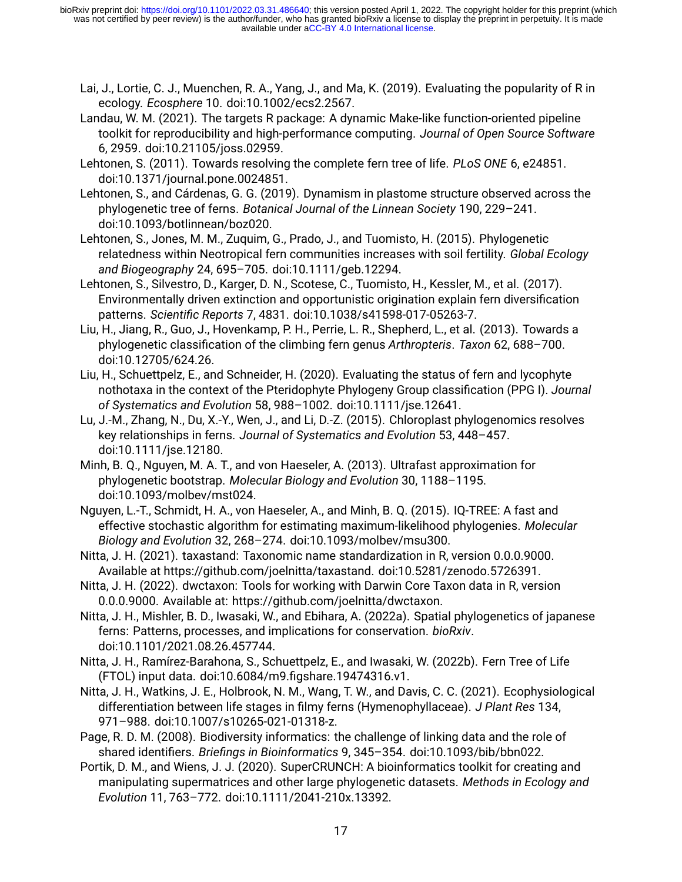Lai, J., Lortie, C. J., Muenchen, R. A., Yang, J., and Ma, K. (2019). Evaluating the popularity of R in ecology. *Ecosphere* 10. doi:10.1002/ecs2.2567.

Landau, W. M. (2021). The targets R package: A dynamic Make-like function-oriented pipeline toolkit for reproducibility and high-performance computing. *Journal of Open Source Software* 6, 2959. doi:10.21105/joss.02959.

Lehtonen, S. (2011). Towards resolving the complete fern tree of life. *PLoS ONE* 6, e24851. doi:10.1371/journal.pone.0024851.

Lehtonen, S., and Cárdenas, G. G. (2019). Dynamism in plastome structure observed across the phylogenetic tree of ferns. *Botanical Journal of the Linnean Society* 190, 229–241. doi:10.1093/botlinnean/boz020.

Lehtonen, S., Jones, M. M., Zuquim, G., Prado, J., and Tuomisto, H. (2015). Phylogenetic relatedness within Neotropical fern communities increases with soil fertility. *Global Ecology and Biogeography* 24, 695–705. doi:10.1111/geb.12294.

Lehtonen, S., Silvestro, D., Karger, D. N., Scotese, C., Tuomisto, H., Kessler, M., et al. (2017). Environmentally driven extinction and opportunistic origination explain fern diversification patterns. *Scientific Reports* 7, 4831. doi:10.1038/s41598-017-05263-7.

Liu, H., Jiang, R., Guo, J., Hovenkamp, P. H., Perrie, L. R., Shepherd, L., et al. (2013). Towards a phylogenetic classification of the climbing fern genus *Arthropteris*. *Taxon* 62, 688–700. doi:10.12705/624.26.

Liu, H., Schuettpelz, E., and Schneider, H. (2020). Evaluating the status of fern and lycophyte nothotaxa in the context of the Pteridophyte Phylogeny Group classification (PPG I). *Journal of Systematics and Evolution* 58, 988–1002. doi:10.1111/jse.12641.

Lu, J.-M., Zhang, N., Du, X.-Y., Wen, J., and Li, D.-Z. (2015). Chloroplast phylogenomics resolves key relationships in ferns. *Journal of Systematics and Evolution* 53, 448–457. doi:10.1111/jse.12180.

Minh, B. Q., Nguyen, M. A. T., and von Haeseler, A. (2013). Ultrafast approximation for phylogenetic bootstrap. *Molecular Biology and Evolution* 30, 1188–1195. doi:10.1093/molbev/mst024.

Nguyen, L.-T., Schmidt, H. A., von Haeseler, A., and Minh, B. Q. (2015). IQ-TREE: A fast and effective stochastic algorithm for estimating maximum-likelihood phylogenies. *Molecular Biology and Evolution* 32, 268–274. doi:10.1093/molbev/msu300.

Nitta, J. H. (2021). taxastand: Taxonomic name standardization in R, version 0.0.0.9000. Available at https://github.com/joelnitta/taxastand. doi:10.5281/zenodo.5726391.

Nitta, J. H. (2022). dwctaxon: Tools for working with Darwin Core Taxon data in R, version 0.0.0.9000. Available at: https://github.com/joelnitta/dwctaxon.

Nitta, J. H., Mishler, B. D., Iwasaki, W., and Ebihara, A. (2022a). Spatial phylogenetics of japanese ferns: Patterns, processes, and implications for conservation. *bioRxiv*. doi:10.1101/2021.08.26.457744.

Nitta, J. H., Ramírez-Barahona, S., Schuettpelz, E., and Iwasaki, W. (2022b). Fern Tree of Life (FTOL) input data. doi:10.6084/m9.figshare.19474316.v1.

Nitta, J. H., Watkins, J. E., Holbrook, N. M., Wang, T. W., and Davis, C. C. (2021). Ecophysiological differentiation between life stages in filmy ferns (Hymenophyllaceae). *J Plant Res* 134, 971–988. doi:10.1007/s10265-021-01318-z.

Page, R. D. M. (2008). Biodiversity informatics: the challenge of linking data and the role of shared identifiers. *Briefings in Bioinformatics* 9, 345–354. doi:10.1093/bib/bbn022.

Portik, D. M., and Wiens, J. J. (2020). SuperCRUNCH: A bioinformatics toolkit for creating and manipulating supermatrices and other large phylogenetic datasets. *Methods in Ecology and Evolution* 11, 763–772. doi:10.1111/2041-210x.13392.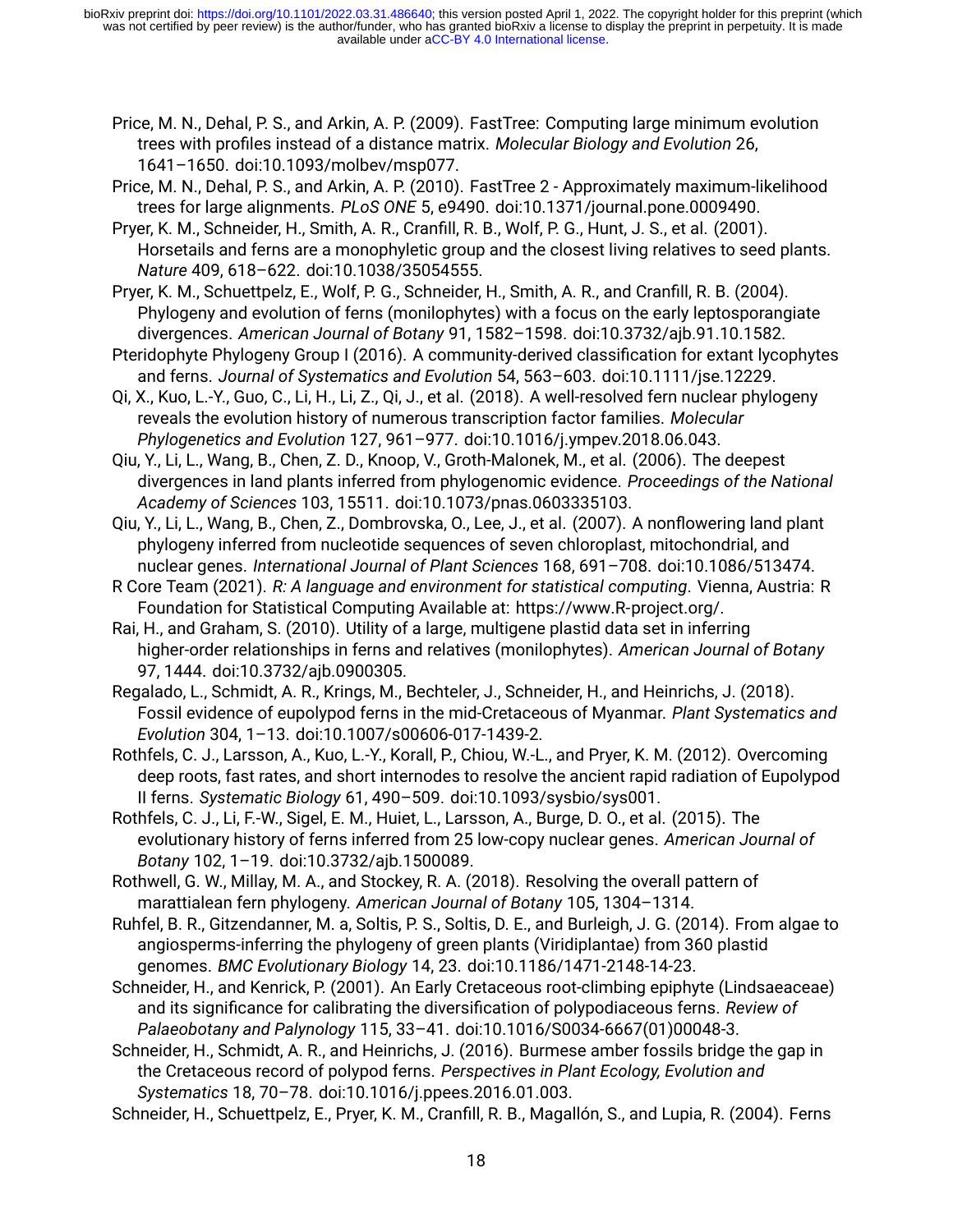Price, M. N., Dehal, P. S., and Arkin, A. P. (2009). FastTree: Computing large minimum evolution trees with profiles instead of a distance matrix. *Molecular Biology and Evolution* 26, 1641–1650. doi:10.1093/molbev/msp077.

Price, M. N., Dehal, P. S., and Arkin, A. P. (2010). FastTree 2 - Approximately maximum-likelihood trees for large alignments. *PLoS ONE* 5, e9490. doi:10.1371/journal.pone.0009490.

Pryer, K. M., Schneider, H., Smith, A. R., Cranfill, R. B., Wolf, P. G., Hunt, J. S., et al. (2001). Horsetails and ferns are a monophyletic group and the closest living relatives to seed plants. *Nature* 409, 618–622. doi:10.1038/35054555.

Pryer, K. M., Schuettpelz, E., Wolf, P. G., Schneider, H., Smith, A. R., and Cranfill, R. B. (2004). Phylogeny and evolution of ferns (monilophytes) with a focus on the early leptosporangiate divergences. *American Journal of Botany* 91, 1582–1598. doi:10.3732/ajb.91.10.1582.

Pteridophyte Phylogeny Group I (2016). A community-derived classification for extant lycophytes and ferns. *Journal of Systematics and Evolution* 54, 563–603. doi:10.1111/jse.12229.

Qi, X., Kuo, L.-Y., Guo, C., Li, H., Li, Z., Qi, J., et al. (2018). A well-resolved fern nuclear phylogeny reveals the evolution history of numerous transcription factor families. *Molecular Phylogenetics and Evolution* 127, 961–977. doi:10.1016/j.ympev.2018.06.043.

Qiu, Y., Li, L., Wang, B., Chen, Z. D., Knoop, V., Groth-Malonek, M., et al. (2006). The deepest divergences in land plants inferred from phylogenomic evidence. *Proceedings of the National Academy of Sciences* 103, 15511. doi:10.1073/pnas.0603335103.

Qiu, Y., Li, L., Wang, B., Chen, Z., Dombrovska, O., Lee, J., et al. (2007). A nonflowering land plant phylogeny inferred from nucleotide sequences of seven chloroplast, mitochondrial, and nuclear genes. *International Journal of Plant Sciences* 168, 691–708. doi:10.1086/513474.

R Core Team (2021). *R: A language and environment for statistical computing*. Vienna, Austria: R Foundation for Statistical Computing Available at: https://www.R-project.org/.

Rai, H., and Graham, S. (2010). Utility of a large, multigene plastid data set in inferring higher-order relationships in ferns and relatives (monilophytes). *American Journal of Botany* 97, 1444. doi:10.3732/ajb.0900305.

Regalado, L., Schmidt, A. R., Krings, M., Bechteler, J., Schneider, H., and Heinrichs, J. (2018). Fossil evidence of eupolypod ferns in the mid-Cretaceous of Myanmar. *Plant Systematics and Evolution* 304, 1–13. doi:10.1007/s00606-017-1439-2.

Rothfels, C. J., Larsson, A., Kuo, L.-Y., Korall, P., Chiou, W.-L., and Pryer, K. M. (2012). Overcoming deep roots, fast rates, and short internodes to resolve the ancient rapid radiation of Eupolypod II ferns. *Systematic Biology* 61, 490–509. doi:10.1093/sysbio/sys001.

Rothfels, C. J., Li, F.-W., Sigel, E. M., Huiet, L., Larsson, A., Burge, D. O., et al. (2015). The evolutionary history of ferns inferred from 25 low-copy nuclear genes. *American Journal of Botany* 102, 1–19. doi:10.3732/ajb.1500089.

Rothwell, G. W., Millay, M. A., and Stockey, R. A. (2018). Resolving the overall pattern of marattialean fern phylogeny. *American Journal of Botany* 105, 1304–1314.

Ruhfel, B. R., Gitzendanner, M. a, Soltis, P. S., Soltis, D. E., and Burleigh, J. G. (2014). From algae to angiosperms-inferring the phylogeny of green plants (Viridiplantae) from 360 plastid genomes. *BMC Evolutionary Biology* 14, 23. doi:10.1186/1471-2148-14-23.

Schneider, H., and Kenrick, P. (2001). An Early Cretaceous root-climbing epiphyte (Lindsaeaceae) and its significance for calibrating the diversification of polypodiaceous ferns. *Review of Palaeobotany and Palynology* 115, 33–41. doi:10.1016/S0034-6667(01)00048-3.

Schneider, H., Schmidt, A. R., and Heinrichs, J. (2016). Burmese amber fossils bridge the gap in the Cretaceous record of polypod ferns. *Perspectives in Plant Ecology, Evolution and Systematics* 18, 70–78. doi:10.1016/j.ppees.2016.01.003.

Schneider, H., Schuettpelz, E., Pryer, K. M., Cranfill, R. B., Magallón, S., and Lupia, R. (2004). Ferns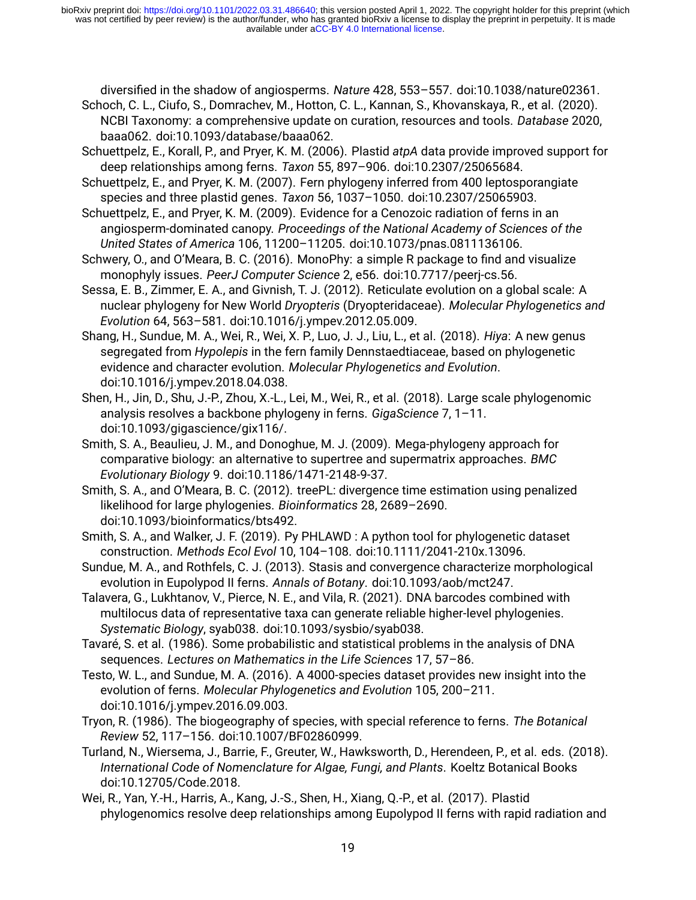diversified in the shadow of angiosperms. *Nature* 428, 553–557. doi:10.1038/nature02361.

Schoch, C. L., Ciufo, S., Domrachev, M., Hotton, C. L., Kannan, S., Khovanskaya, R., et al. (2020). NCBI Taxonomy: a comprehensive update on curation, resources and tools. *Database* 2020, baaa062. doi:10.1093/database/baaa062.

Schuettpelz, E., Korall, P., and Pryer, K. M. (2006). Plastid *atpA* data provide improved support for deep relationships among ferns. *Taxon* 55, 897–906. doi:10.2307/25065684.

Schuettpelz, E., and Pryer, K. M. (2007). Fern phylogeny inferred from 400 leptosporangiate species and three plastid genes. *Taxon* 56, 1037–1050. doi:10.2307/25065903.

Schuettpelz, E., and Pryer, K. M. (2009). Evidence for a Cenozoic radiation of ferns in an angiosperm-dominated canopy. *Proceedings of the National Academy of Sciences of the United States of America* 106, 11200–11205. doi:10.1073/pnas.0811136106.

Schwery, O., and O'Meara, B. C. (2016). MonoPhy: a simple R package to find and visualize monophyly issues. *PeerJ Computer Science* 2, e56. doi:10.7717/peerj-cs.56.

Sessa, E. B., Zimmer, E. A., and Givnish, T. J. (2012). Reticulate evolution on a global scale: A nuclear phylogeny for New World *Dryopteris* (Dryopteridaceae). *Molecular Phylogenetics and Evolution* 64, 563–581. doi:10.1016/j.ympev.2012.05.009.

Shang, H., Sundue, M. A., Wei, R., Wei, X. P., Luo, J. J., Liu, L., et al. (2018). *Hiya*: A new genus segregated from *Hypolepis* in the fern family Dennstaedtiaceae, based on phylogenetic evidence and character evolution. *Molecular Phylogenetics and Evolution*. doi:10.1016/j.ympev.2018.04.038.

Shen, H., Jin, D., Shu, J.-P., Zhou, X.-L., Lei, M., Wei, R., et al. (2018). Large scale phylogenomic analysis resolves a backbone phylogeny in ferns. *GigaScience* 7, 1–11. doi:10.1093/gigascience/gix116/.

Smith, S. A., Beaulieu, J. M., and Donoghue, M. J. (2009). Mega-phylogeny approach for comparative biology: an alternative to supertree and supermatrix approaches. *BMC Evolutionary Biology* 9. doi:10.1186/1471-2148-9-37.

Smith, S. A., and O'Meara, B. C. (2012). treePL: divergence time estimation using penalized likelihood for large phylogenies. *Bioinformatics* 28, 2689–2690. doi:10.1093/bioinformatics/bts492.

Smith, S. A., and Walker, J. F. (2019). Py PHLAWD : A python tool for phylogenetic dataset construction. *Methods Ecol Evol* 10, 104–108. doi:10.1111/2041-210x.13096.

Sundue, M. A., and Rothfels, C. J. (2013). Stasis and convergence characterize morphological evolution in Eupolypod II ferns. *Annals of Botany*. doi:10.1093/aob/mct247.

Talavera, G., Lukhtanov, V., Pierce, N. E., and Vila, R. (2021). DNA barcodes combined with multilocus data of representative taxa can generate reliable higher-level phylogenies. *Systematic Biology*, syab038. doi:10.1093/sysbio/syab038.

Tavaré, S. et al. (1986). Some probabilistic and statistical problems in the analysis of DNA sequences. *Lectures on Mathematics in the Life Sciences* 17, 57–86.

Testo, W. L., and Sundue, M. A. (2016). A 4000-species dataset provides new insight into the evolution of ferns. *Molecular Phylogenetics and Evolution* 105, 200–211. doi:10.1016/j.ympev.2016.09.003.

Tryon, R. (1986). The biogeography of species, with special reference to ferns. *The Botanical Review* 52, 117–156. doi:10.1007/BF02860999.

Turland, N., Wiersema, J., Barrie, F., Greuter, W., Hawksworth, D., Herendeen, P., et al. eds. (2018). *International Code of Nomenclature for Algae, Fungi, and Plants*. Koeltz Botanical Books doi:10.12705/Code.2018.

Wei, R., Yan, Y.-H., Harris, A., Kang, J.-S., Shen, H., Xiang, Q.-P., et al. (2017). Plastid phylogenomics resolve deep relationships among Eupolypod II ferns with rapid radiation and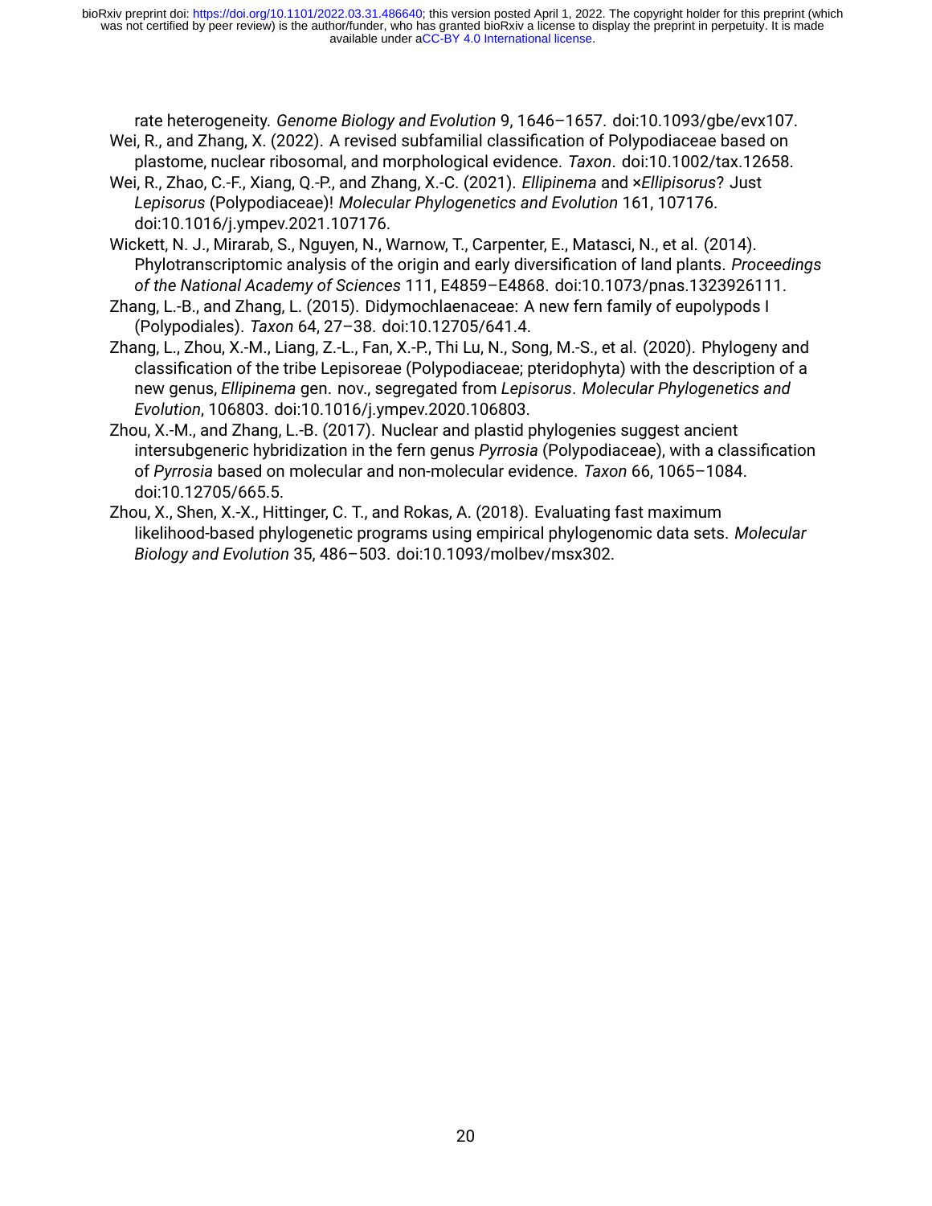rate heterogeneity. *Genome Biology and Evolution* 9, 1646–1657. doi:10.1093/gbe/evx107.

Wei, R., and Zhang, X. (2022). A revised subfamilial classification of Polypodiaceae based on plastome, nuclear ribosomal, and morphological evidence. *Taxon*. doi:10.1002/tax.12658.

Wei, R., Zhao, C.-F., Xiang, Q.-P., and Zhang, X.-C. (2021). *Ellipinema* and ×*Ellipisorus*? Just *Lepisorus* (Polypodiaceae)! *Molecular Phylogenetics and Evolution* 161, 107176. doi:10.1016/j.ympev.2021.107176.

Wickett, N. J., Mirarab, S., Nguyen, N., Warnow, T., Carpenter, E., Matasci, N., et al. (2014). Phylotranscriptomic analysis of the origin and early diversification of land plants. *Proceedings of the National Academy of Sciences* 111, E4859–E4868. doi:10.1073/pnas.1323926111.

Zhang, L.-B., and Zhang, L. (2015). Didymochlaenaceae: A new fern family of eupolypods I (Polypodiales). *Taxon* 64, 27–38. doi:10.12705/641.4.

Zhang, L., Zhou, X.-M., Liang, Z.-L., Fan, X.-P., Thi Lu, N., Song, M.-S., et al. (2020). Phylogeny and classification of the tribe Lepisoreae (Polypodiaceae; pteridophyta) with the description of a new genus, *Ellipinema* gen. nov., segregated from *Lepisorus*. *Molecular Phylogenetics and Evolution*, 106803. doi:10.1016/j.ympev.2020.106803.

Zhou, X.-M., and Zhang, L.-B. (2017). Nuclear and plastid phylogenies suggest ancient intersubgeneric hybridization in the fern genus *Pyrrosia* (Polypodiaceae), with a classification of *Pyrrosia* based on molecular and non-molecular evidence. *Taxon* 66, 1065–1084. doi:10.12705/665.5.

Zhou, X., Shen, X.-X., Hittinger, C. T., and Rokas, A. (2018). Evaluating fast maximum likelihood-based phylogenetic programs using empirical phylogenomic data sets. *Molecular Biology and Evolution* 35, 486–503. doi:10.1093/molbev/msx302.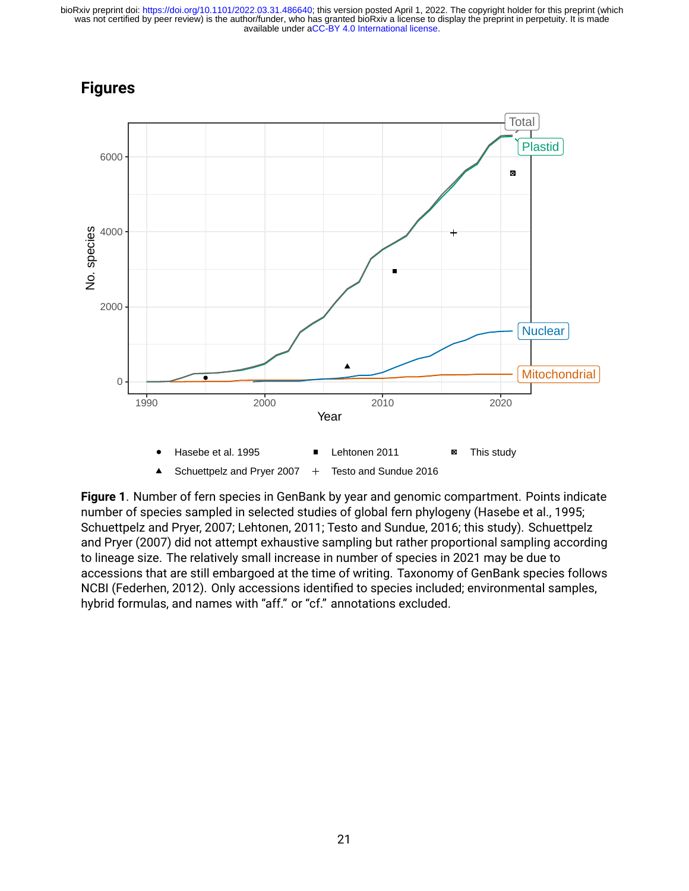# Figures

**Figure 1**. Number of fern species in GenBank by year and genomic compartment. Points indicate number of species sampled in selected studies of global fern phylogeny (Hasebe et al., 1995; Schuettpelz and Pryer, 2007; Lehtonen, 2011; Testo and Sundue, 2016; this study). Schuettpelz and Pryer (2007) did not attempt exhaustive sampling but rather proportional sampling according to lineage size. The relatively small increase in number of species in 2021 may be due to accessions that are still embargoed at the time of writing. Taxonomy of GenBank species follows NCBI (Federhen, 2012). Only accessions identified to species included; environmental samples, hybrid formulas, and names with "aff." or "cf." annotations excluded.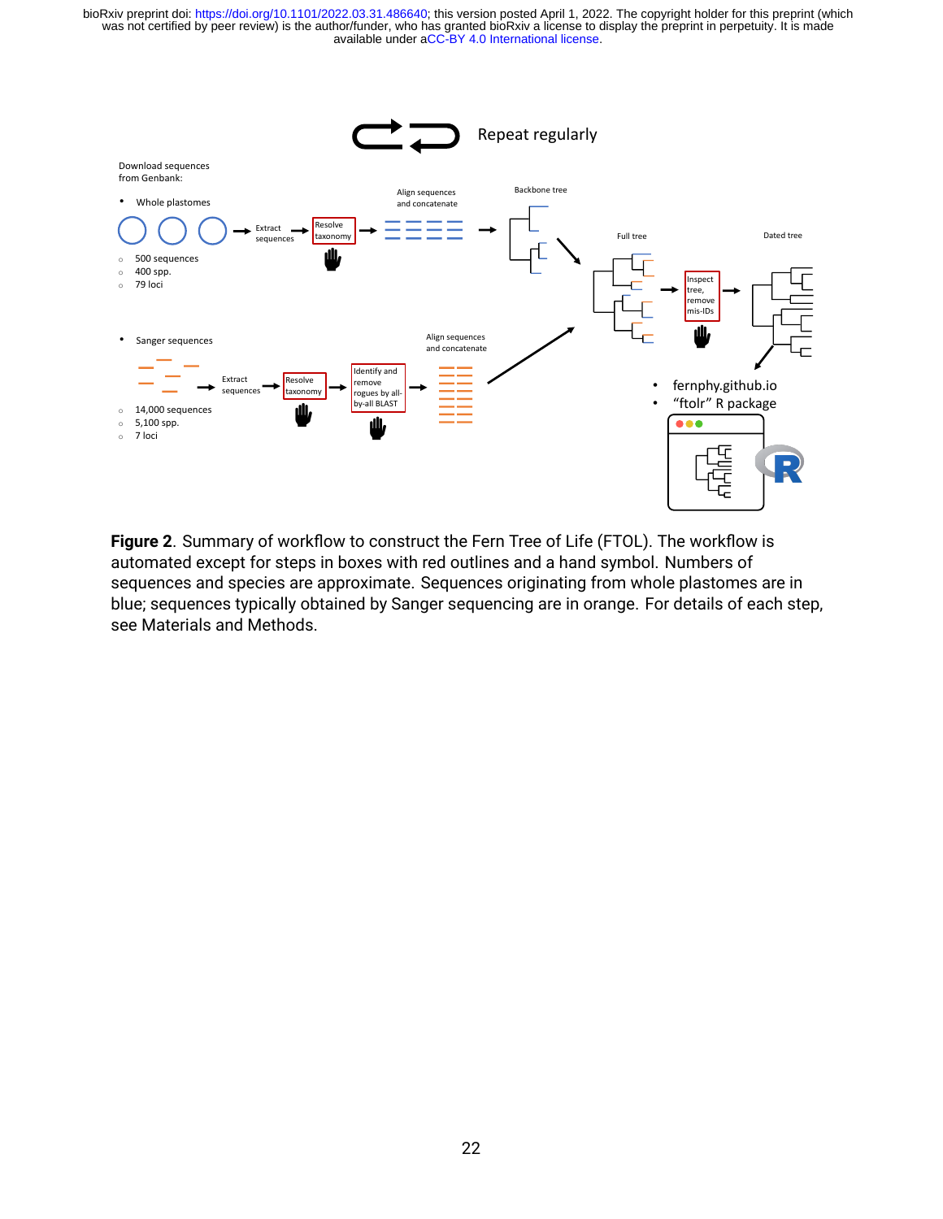**Figure 2**. Summary of workflow to construct the Fern Tree of Life (FTOL). The workflow is automated except for steps in boxes with red outlines and a hand symbol. Numbers of sequences and species are approximate. Sequences originating from whole plastomes are in blue; sequences typically obtained by Sanger sequencing are in orange. For details of each step, see Materials and Methods.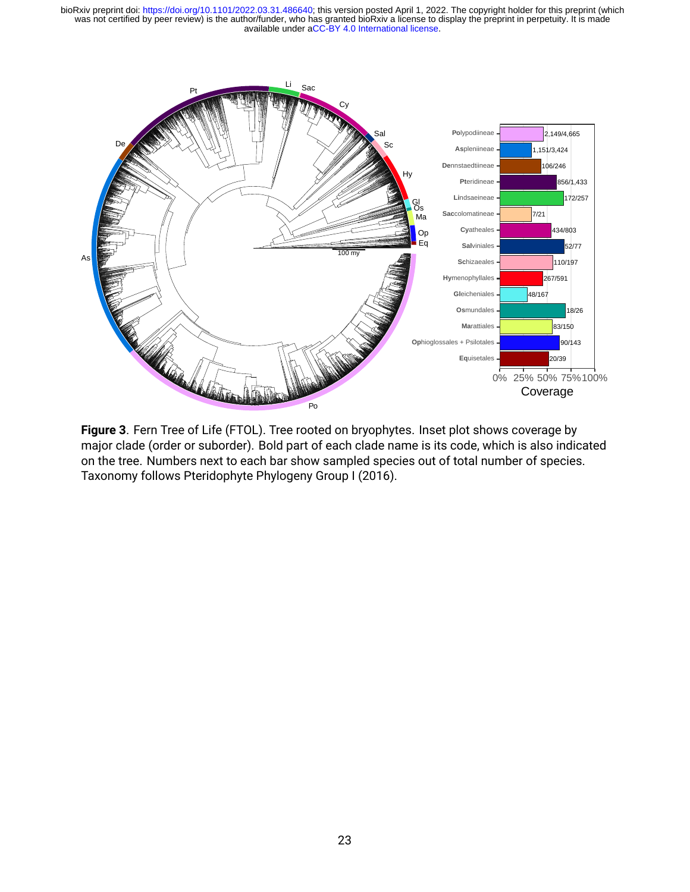**Figure 3**. Fern Tree of Life (FTOL). Tree rooted on bryophytes. Inset plot shows coverage by major clade (order or suborder). Bold part of each clade name is its code, which is also indicated on the tree. Numbers next to each bar show sampled species out of total number of species. Taxonomy follows Pteridophyte Phylogeny Group I (2016).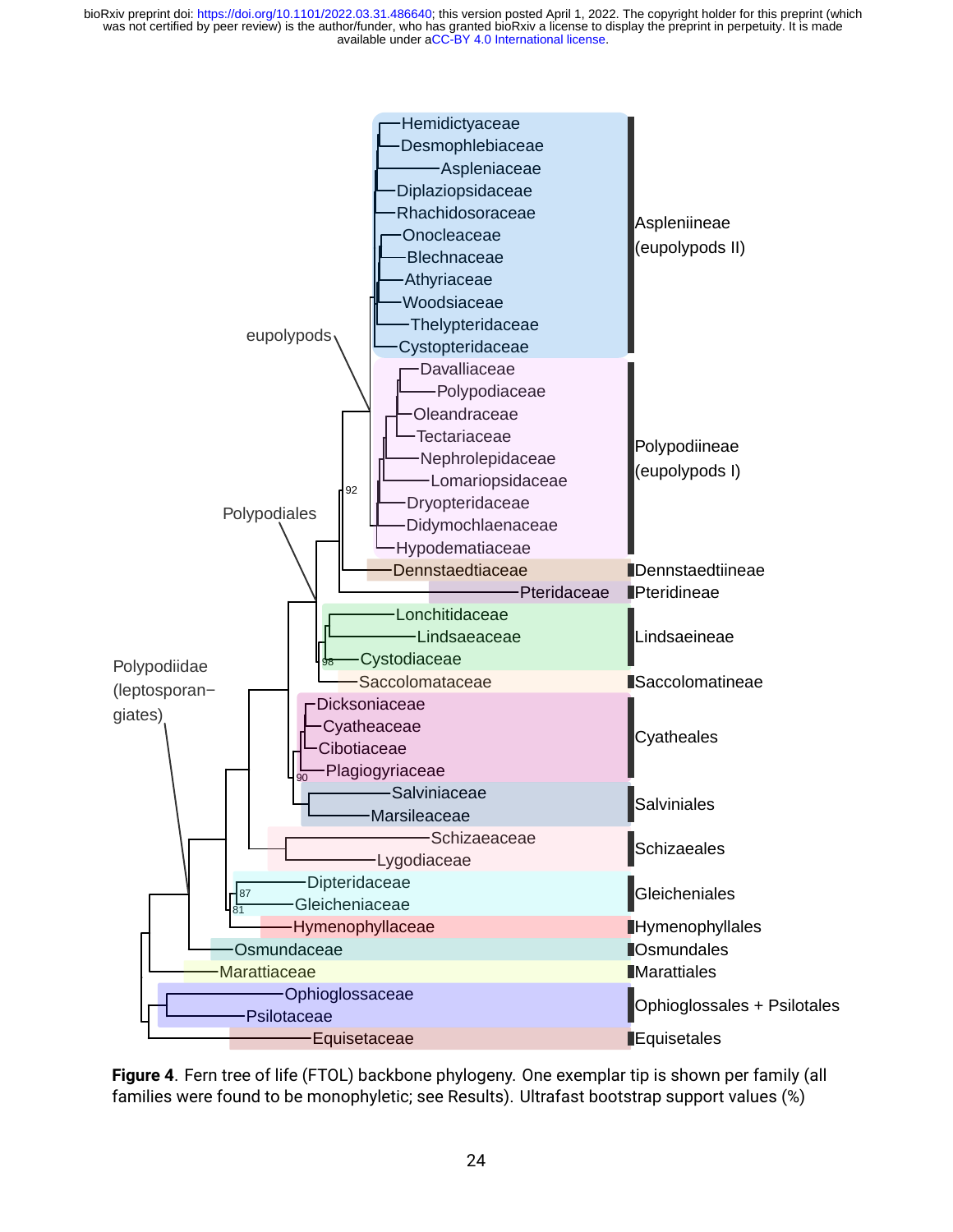**Figure 4**. Fern tree of life (FTOL) backbone phylogeny. One exemplar tip is shown per family (all families were found to be monophyletic; see Results). Ultrafast bootstrap support values (%)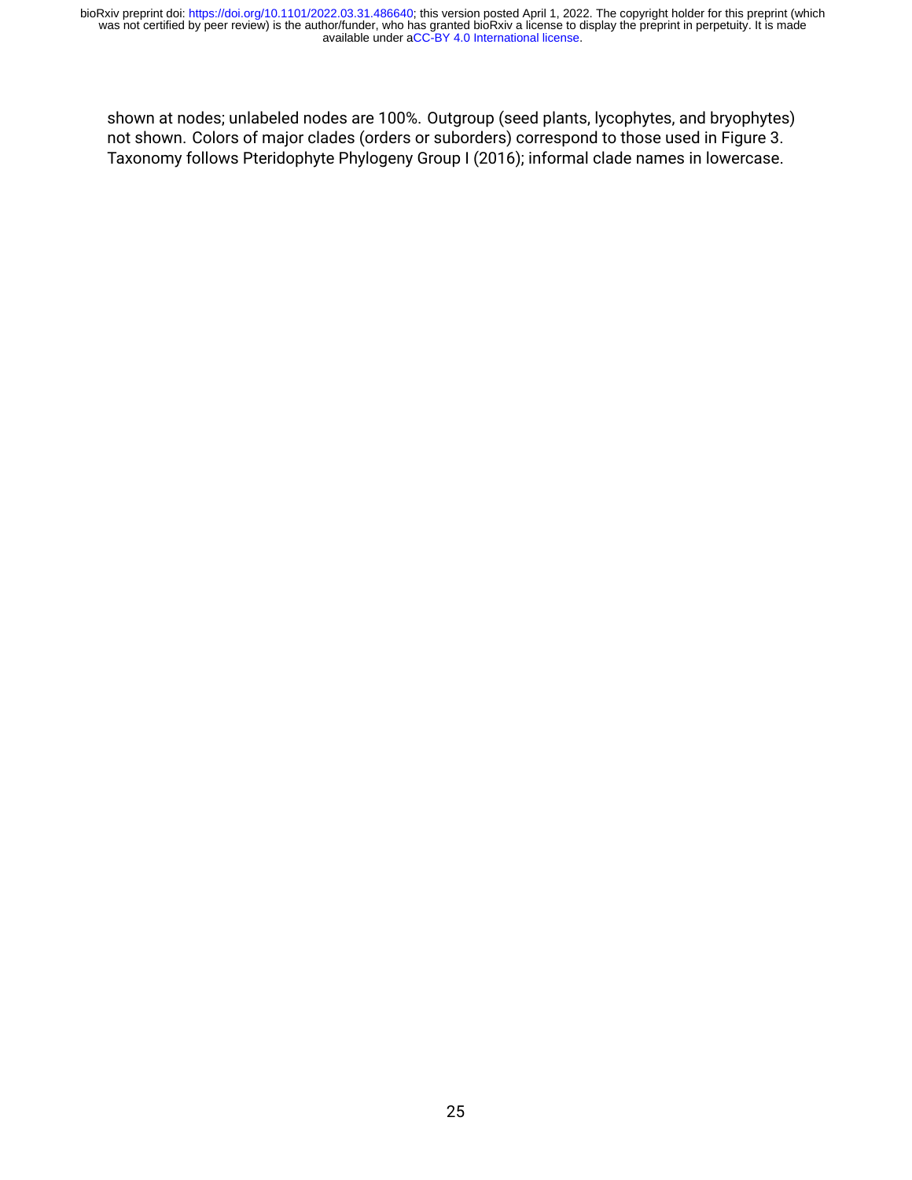shown at nodes; unlabeled nodes are 100%. Outgroup (seed plants, lycophytes, and bryophytes) not shown. Colors of major clades (orders or suborders) correspond to those used in Figure 3. Taxonomy follows Pteridophyte Phylogeny Group I (2016); informal clade names in lowercase.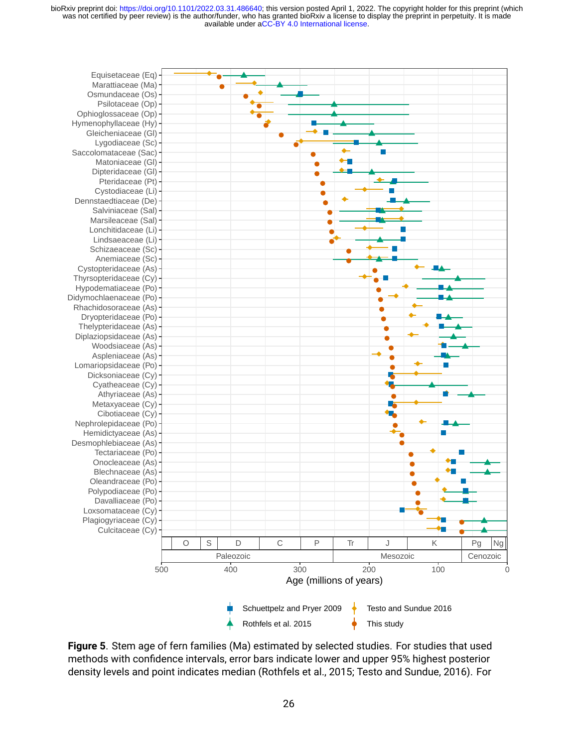**Figure 5**. Stem age of fern families (Ma) estimated by selected studies. For studies that used methods with confidence intervals, error bars indicate lower and upper 95% highest posterior density levels and point indicates median (Rothfels et al., 2015; Testo and Sundue, 2016). For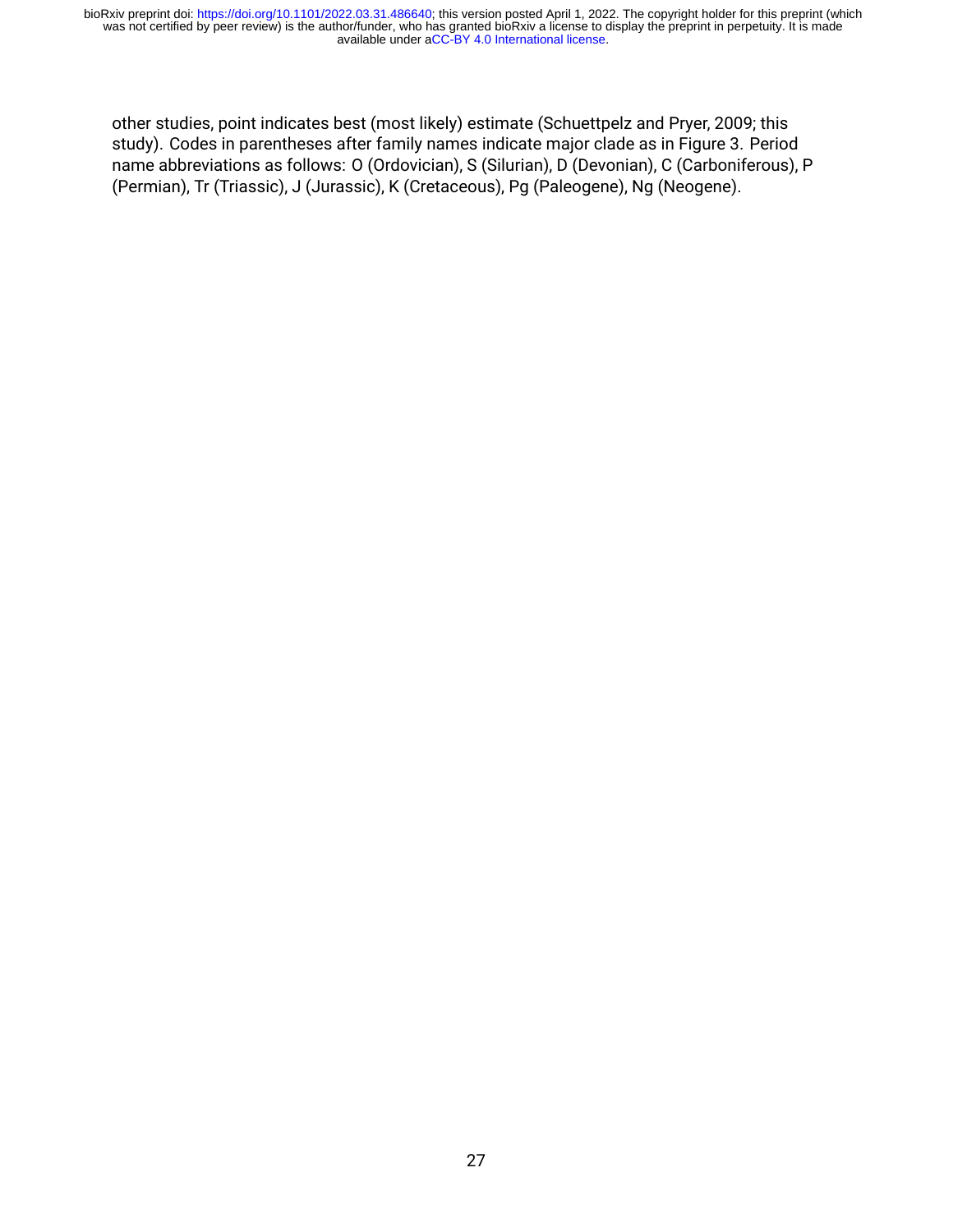other studies, point indicates best (most likely) estimate (Schuettpelz and Pryer, 2009; this study). Codes in parentheses after family names indicate major clade as in Figure 3. Period name abbreviations as follows: O (Ordovician), S (Silurian), D (Devonian), C (Carboniferous), P (Permian), Tr (Triassic), J (Jurassic), K (Cretaceous), Pg (Paleogene), Ng (Neogene).